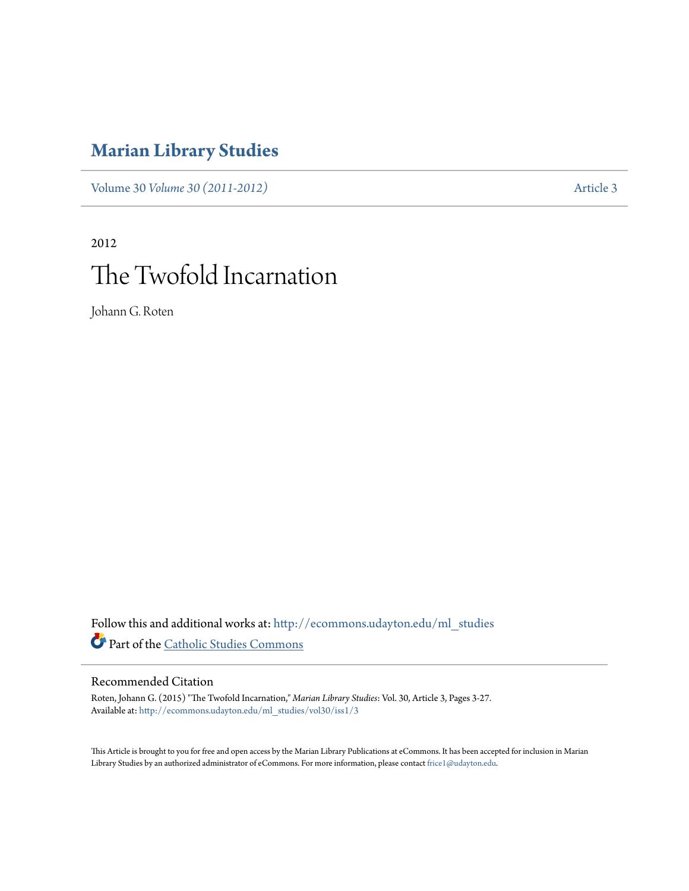# Marian Library Studies

Volume 30 *Volume 30 (2011-2012)* Article 3

2012

## The Twofold Incarnation

Johann G. Roten

Follow this and additional works at: http://ecommons.udayton.edu/ml_studies

Part of the Catholic Studies Commons

### Recommended Citation

Roten, Johann G. (2015) "The Twofold Incarnation," *Marian Library Studies*: Vol. 30, Article 3, Pages 3-27.
Available at: http://ecommons.udayton.edu/ml_studies/vol30/iss1/3

This Article is brought to you for free and open access by the Marian Library Publications at eCommons. It has been accepted for inclusion in Marian Library Studies by an authorized administrator of eCommons. For more information, please contact frice1@udayton.edu.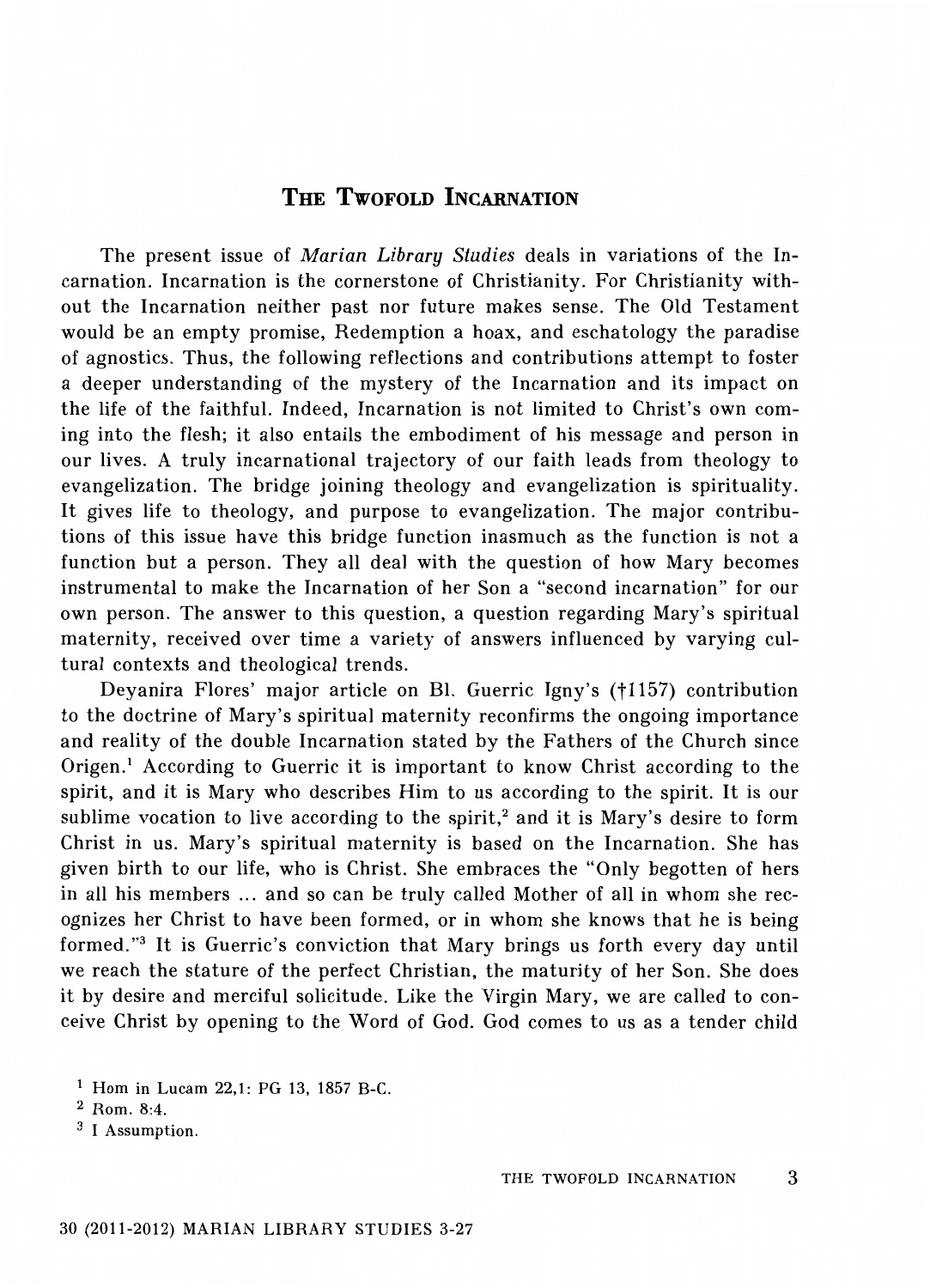## The Twofold Incarnation

The present issue of *Marian Library Studies* deals in variations of the Incarnation. Incarnation is the cornerstone of Christianity. For Christianity without the Incarnation neither past nor future makes sense. The Old Testament would be an empty promise, Redemption a hoax, and eschatology the paradise of agnostics. Thus, the following reflections and contributions attempt to foster a deeper understanding of the mystery of the Incarnation and its impact on the life of the faithful. Indeed, Incarnation is not limited to Christ's own coming into the flesh; it also entails the embodiment of his message and person in our lives. A truly incarnational trajectory of our faith leads from theology to evangelization. The bridge joining theology and evangelization is spirituality. It gives life to theology, and purpose to evangelization. The major contributions of this issue have this bridge function inasmuch as the function is not a function but a person. They all deal with the question of how Mary becomes instrumental to make the Incarnation of her Son a "second incarnation" for our own person. The answer to this question, a question regarding Mary's spiritual maternity, received over time a variety of answers influenced by varying cultural contexts and theological trends.

Deyanira Flores' major article on Bl. Guerric Igny's (†1157) contribution to the doctrine of Mary's spiritual maternity reconfirms the ongoing importance and reality of the double Incarnation stated by the Fathers of the Church since Origen.[1] According to Guerric it is important to know Christ according to the spirit, and it is Mary who describes Him to us according to the spirit. It is our sublime vocation to live according to the spirit,[2] and it is Mary's desire to form Christ in us. Mary's spiritual maternity is based on the Incarnation. She has given birth to our life, who is Christ. She embraces the "Only begotten of hers in all his members ... and so can be truly called Mother of all in whom she recognizes her Christ to have been formed, or in whom she knows that he is being formed."[3] It is Guerric's conviction that Mary brings us forth every day until we reach the stature of the perfect Christian, the maturity of her Son. She does it by desire and merciful solicitude. Like the Virgin Mary, we are called to conceive Christ by opening to the Word of God. God comes to us as a tender child

[1] Hom in Lucam 22,1: PG 13, 1857 B-C.

[2] Rom. 8:4.

[3] I Assumption.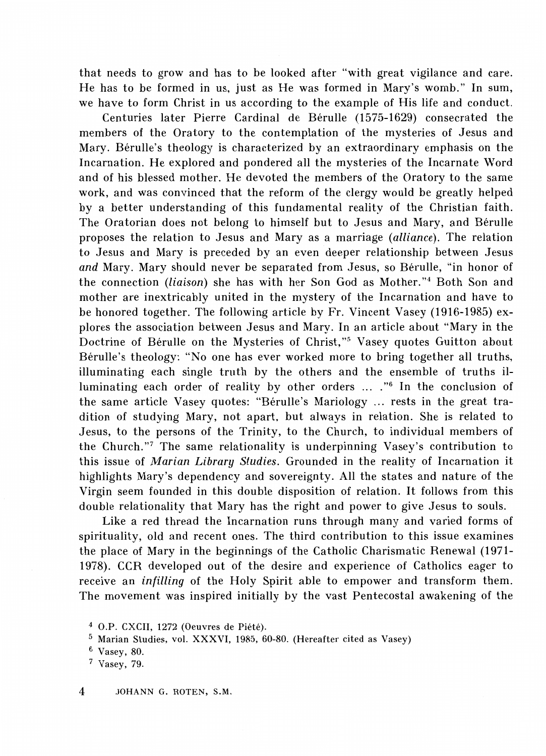that needs to grow and has to be looked after "with great vigilance and care. He has to be formed in us, just as He was formed in Mary's womb." In sum, we have to form Christ in us according to the example of His life and conduct.

Centuries later Pierre Cardinal de Bérulle (1575-1629) consecrated the members of the Oratory to the contemplation of the mysteries of Jesus and Mary. Bérulle's theology is characterized by an extraordinary emphasis on the Incarnation. He explored and pondered all the mysteries of the Incarnate Word and of his blessed mother. He devoted the members of the Oratory to the same work, and was convinced that the reform of the clergy would be greatly helped by a better understanding of this fundamental reality of the Christian faith. The Oratorian does not belong to himself but to Jesus and Mary, and Bérulle proposes the relation to Jesus and Mary as a marriage (*alliance*). The relation to Jesus and Mary is preceded by an even deeper relationship between Jesus *and* Mary. Mary should never be separated from Jesus, so Bérulle, "in honor of the connection (*liaison*) she has with her Son God as Mother."[4] Both Son and mother are inextricably united in the mystery of the Incarnation and have to be honored together. The following article by Fr. Vincent Vasey (1916-1985) explores the association between Jesus and Mary. In an article about "Mary in the Doctrine of Bérulle on the Mysteries of Christ,"[5] Vasey quotes Guitton about Bérulle's theology: "No one has ever worked more to bring together all truths, illuminating each single truth by the others and the ensemble of truths illuminating each order of reality by other orders ... ."[6] In the conclusion of the same article Vasey quotes: "Bérulle's Mariology ... rests in the great tradition of studying Mary, not apart, but always in relation. She is related to Jesus, to the persons of the Trinity, to the Church, to individual members of the Church."[7] The same relationality is underpinning Vasey's contribution to this issue of *Marian Library Studies*. Grounded in the reality of Incarnation it highlights Mary's dependency and sovereignty. All the states and nature of the Virgin seem founded in this double disposition of relation. It follows from this double relationality that Mary has the right and power to give Jesus to souls.

Like a red thread the Incarnation runs through many and varied forms of spirituality, old and recent ones. The third contribution to this issue examines the place of Mary in the beginnings of the Catholic Charismatic Renewal (1971-1978). CCR developed out of the desire and experience of Catholics eager to receive an *infilling* of the Holy Spirit able to empower and transform them. The movement was inspired initially by the vast Pentecostal awakening of the

[4] O.P. CXCII, 1272 (Oeuvres de Piété).

[5] Marian Studies, vol. XXXVI, 1985, 60-80. (Hereafter cited as Vasey)

[6] Vasey, 80.

[7] Vasey, 79.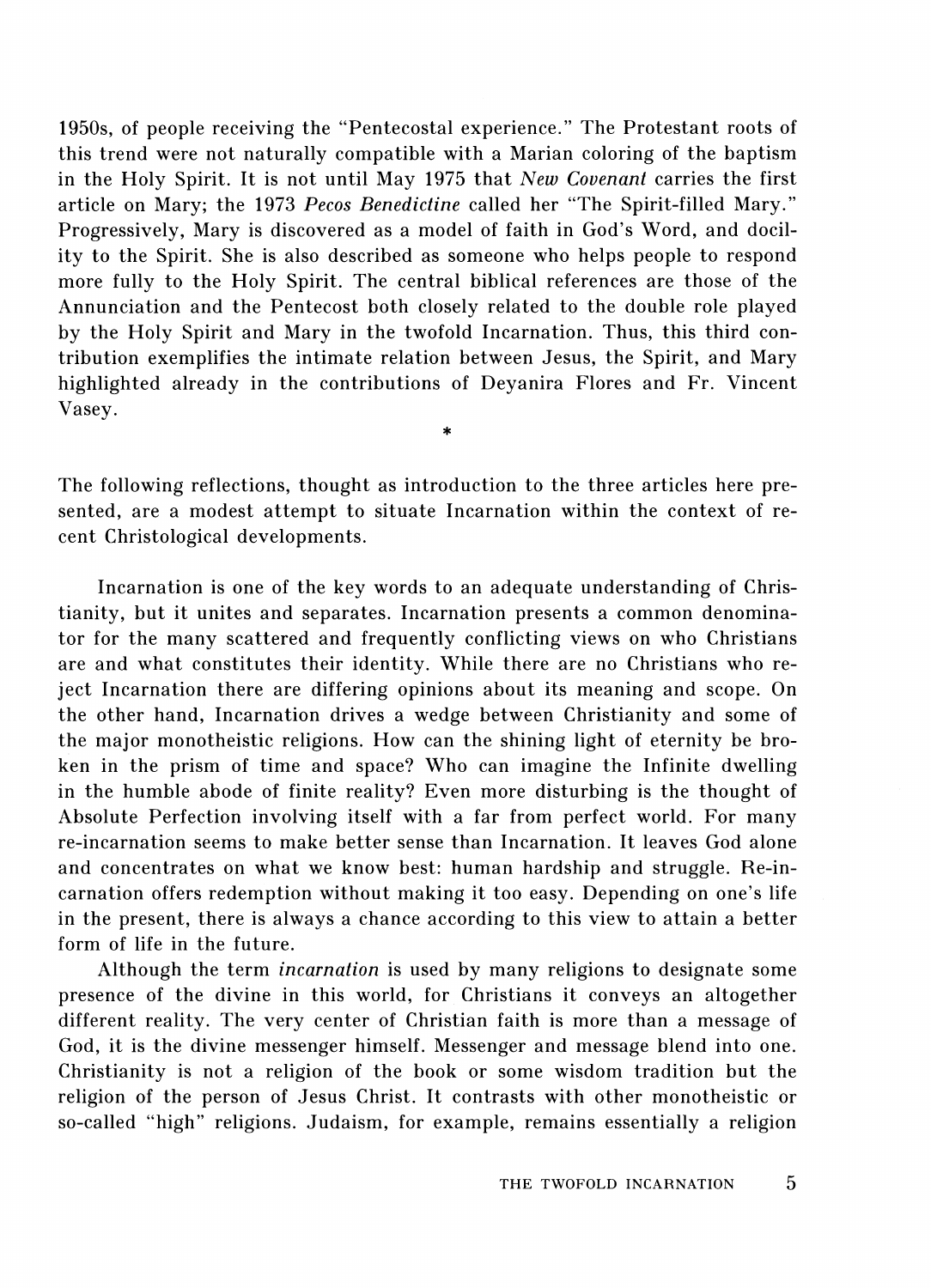1950s, of people receiving the "Pentecostal experience." The Protestant roots of this trend were not naturally compatible with a Marian coloring of the baptism in the Holy Spirit. It is not until May 1975 that *New Covenant* carries the first article on Mary; the 1973 *Pecos Benedictine* called her "The Spirit-filled Mary." Progressively, Mary is discovered as a model of faith in God's Word, and docility to the Spirit. She is also described as someone who helps people to respond more fully to the Holy Spirit. The central biblical references are those of the Annunciation and the Pentecost both closely related to the double role played by the Holy Spirit and Mary in the twofold Incarnation. Thus, this third contribution exemplifies the intimate relation between Jesus, the Spirit, and Mary highlighted already in the contributions of Deyanira Flores and Fr. Vincent Vasey.

*

The following reflections, thought as introduction to the three articles here presented, are a modest attempt to situate Incarnation within the context of recent Christological developments.

Incarnation is one of the key words to an adequate understanding of Christianity, but it unites and separates. Incarnation presents a common denominator for the many scattered and frequently conflicting views on who Christians are and what constitutes their identity. While there are no Christians who reject Incarnation there are differing opinions about its meaning and scope. On the other hand, Incarnation drives a wedge between Christianity and some of the major monotheistic religions. How can the shining light of eternity be broken in the prism of time and space? Who can imagine the Infinite dwelling in the humble abode of finite reality? Even more disturbing is the thought of Absolute Perfection involving itself with a far from perfect world. For many re-incarnation seems to make better sense than Incarnation. It leaves God alone and concentrates on what we know best: human hardship and struggle. Re-incarnation offers redemption without making it too easy. Depending on one's life in the present, there is always a chance according to this view to attain a better form of life in the future.

Although the term *incarnation* is used by many religions to designate some presence of the divine in this world, for Christians it conveys an altogether different reality. The very center of Christian faith is more than a message of God, it is the divine messenger himself. Messenger and message blend into one. Christianity is not a religion of the book or some wisdom tradition but the religion of the person of Jesus Christ. It contrasts with other monotheistic or so-called "high" religions. Judaism, for example, remains essentially a religion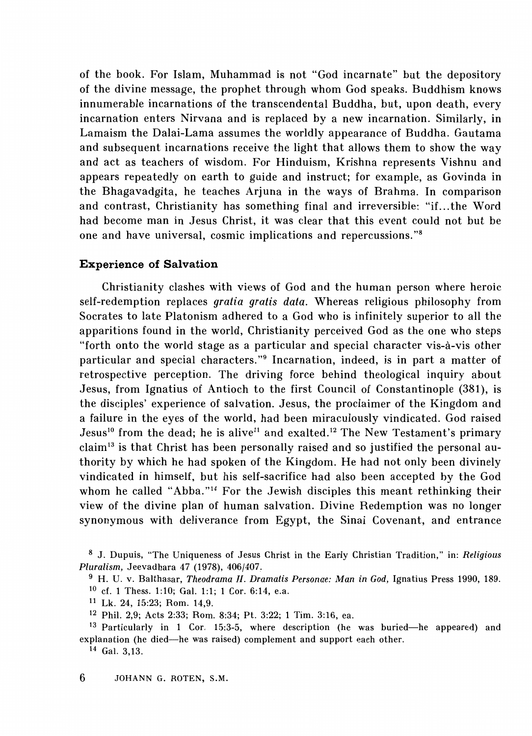of the book. For Islam, Muhammad is not "God incarnate" but the depository of the divine message, the prophet through whom God speaks. Buddhism knows innumerable incarnations of the transcendental Buddha, but, upon death, every incarnation enters Nirvana and is replaced by a new incarnation. Similarly, in Lamaism the Dalai-Lama assumes the worldly appearance of Buddha. Gautama and subsequent incarnations receive the light that allows them to show the way and act as teachers of wisdom. For Hinduism, Krishna represents Vishnu and appears repeatedly on earth to guide and instruct; for example, as Govinda in the Bhagavadgita, he teaches Arjuna in the ways of Brahma. In comparison and contrast, Christianity has something final and irreversible: "if...the Word had become man in Jesus Christ, it was clear that this event could not but be one and have universal, cosmic implications and repercussions."[8]

### Experience of Salvation

Christianity clashes with views of God and the human person where heroic self-redemption replaces *gratia gratis data.* Whereas religious philosophy from Socrates to late Platonism adhered to a God who is infinitely superior to all the apparitions found in the world, Christianity perceived God as the one who steps "forth onto the world stage as a particular and special character vis-à-vis other particular and special characters."[9] Incarnation, indeed, is in part a matter of retrospective perception. The driving force behind theological inquiry about Jesus, from Ignatius of Antioch to the first Council of Constantinople (381), is the disciples' experience of salvation. Jesus, the proclaimer of the Kingdom and a failure in the eyes of the world, had been miraculously vindicated. God raised Jesus[10] from the dead; he is alive[11] and exalted.[12] The New Testament's primary claim[13] is that Christ has been personally raised and so justified the personal authority by which he had spoken of the Kingdom. He had not only been divinely vindicated in himself, but his self-sacrifice had also been accepted by the God whom he called "Abba."[14] For the Jewish disciples this meant rethinking their view of the divine plan of human salvation. Divine Redemption was no longer synonymous with deliverance from Egypt, the Sinai Covenant, and entrance

[8] J. Dupuis, "The Uniqueness of Jesus Christ in the Early Christian Tradition," in: *Religious Pluralism,* Jeevadhara 47 (1978), 406/407.

[9] H. U. v. Balthasar, *Theodrama II. Dramatis Personae: Man in God,* Ignatius Press 1990, 189.

[10] cf. 1 Thess. 1:10; Gal. 1:1; 1 Cor. 6:14, e.a.

[11] Lk. 24, 15:23; Rom. 14,9.

[12] Phil. 2,9; Acts 2:33; Rom. 8:34; Pt. 3:22; 1 Tim. 3:16, ea.

[13] Particularly in 1 Cor. 15:3-5, where description (he was buried—he appeared) and explanation (he died—he was raised) complement and support each other.

[14] Gal. 3,13.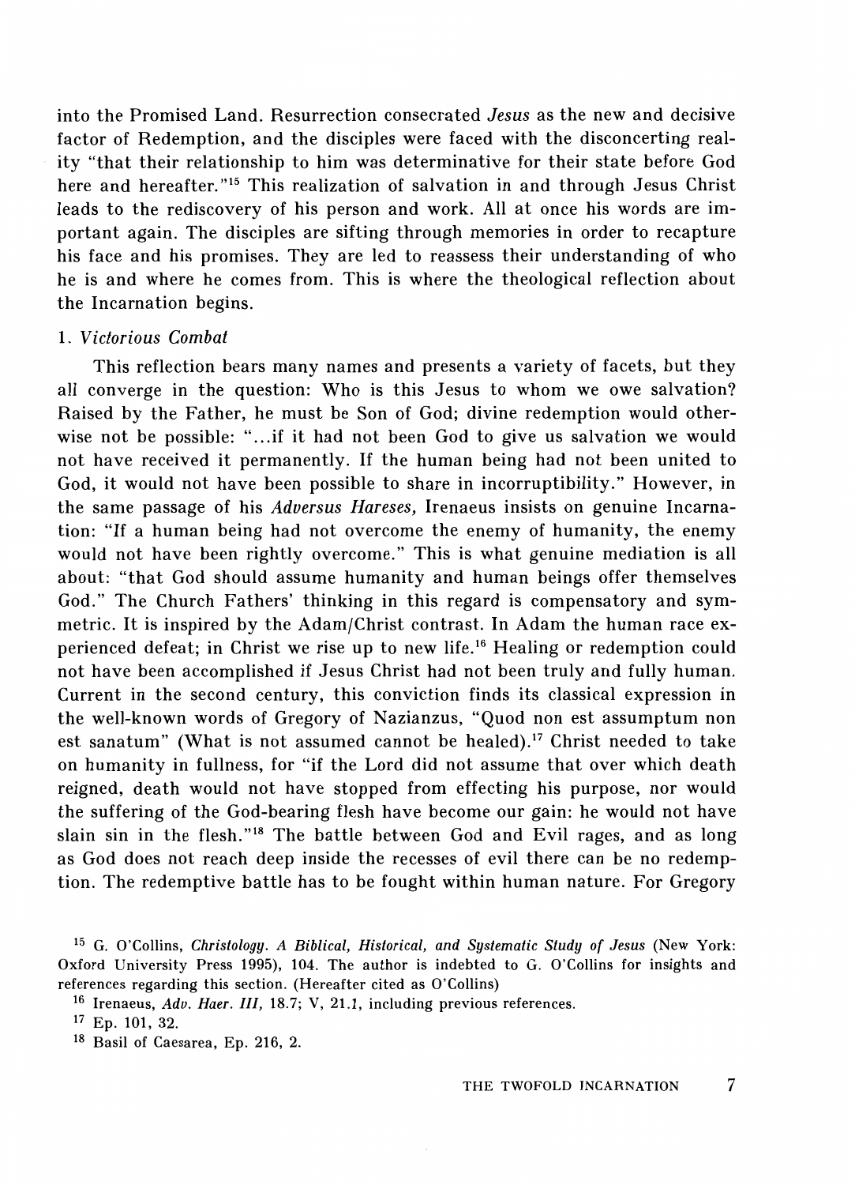into the Promised Land. Resurrection consecrated *Jesus* as the new and decisive factor of Redemption, and the disciples were faced with the disconcerting reality "that their relationship to him was determinative for their state before God here and hereafter."[15] This realization of salvation in and through Jesus Christ leads to the rediscovery of his person and work. All at once his words are important again. The disciples are sifting through memories in order to recapture his face and his promises. They are led to reassess their understanding of who he is and where he comes from. This is where the theological reflection about the Incarnation begins.

### 1. *Victorious Combat*

This reflection bears many names and presents a variety of facets, but they all converge in the question: Who is this Jesus to whom we owe salvation? Raised by the Father, he must be Son of God; divine redemption would otherwise not be possible: "...if it had not been God to give us salvation we would not have received it permanently. If the human being had not been united to God, it would not have been possible to share in incorruptibility." However, in the same passage of his *Adversus Hareses,* Irenaeus insists on genuine Incarnation: "If a human being had not overcome the enemy of humanity, the enemy would not have been rightly overcome." This is what genuine mediation is all about: "that God should assume humanity and human beings offer themselves God." The Church Fathers' thinking in this regard is compensatory and symmetric. It is inspired by the Adam/Christ contrast. In Adam the human race experienced defeat; in Christ we rise up to new life.[16] Healing or redemption could not have been accomplished if Jesus Christ had not been truly and fully human. Current in the second century, this conviction finds its classical expression in the well-known words of Gregory of Nazianzus, "Quod non est assumptum non est sanatum" (What is not assumed cannot be healed).[17] Christ needed to take on humanity in fullness, for "if the Lord did not assume that over which death reigned, death would not have stopped from effecting his purpose, nor would the suffering of the God-bearing flesh have become our gain: he would not have slain sin in the flesh."[18] The battle between God and Evil rages, and as long as God does not reach deep inside the recesses of evil there can be no redemption. The redemptive battle has to be fought within human nature. For Gregory

---

[15] G. O'Collins, *Christology. A Biblical, Historical, and Systematic Study of Jesus* (New York: Oxford University Press 1995), 104. The author is indebted to G. O'Collins for insights and references regarding this section. (Hereafter cited as O'Collins)

[16] Irenaeus, *Adv. Haer. III,* 18.7; V, 21.1, including previous references.

[17] Ep. 101, 32.

[18] Basil of Caesarea, Ep. 216, 2.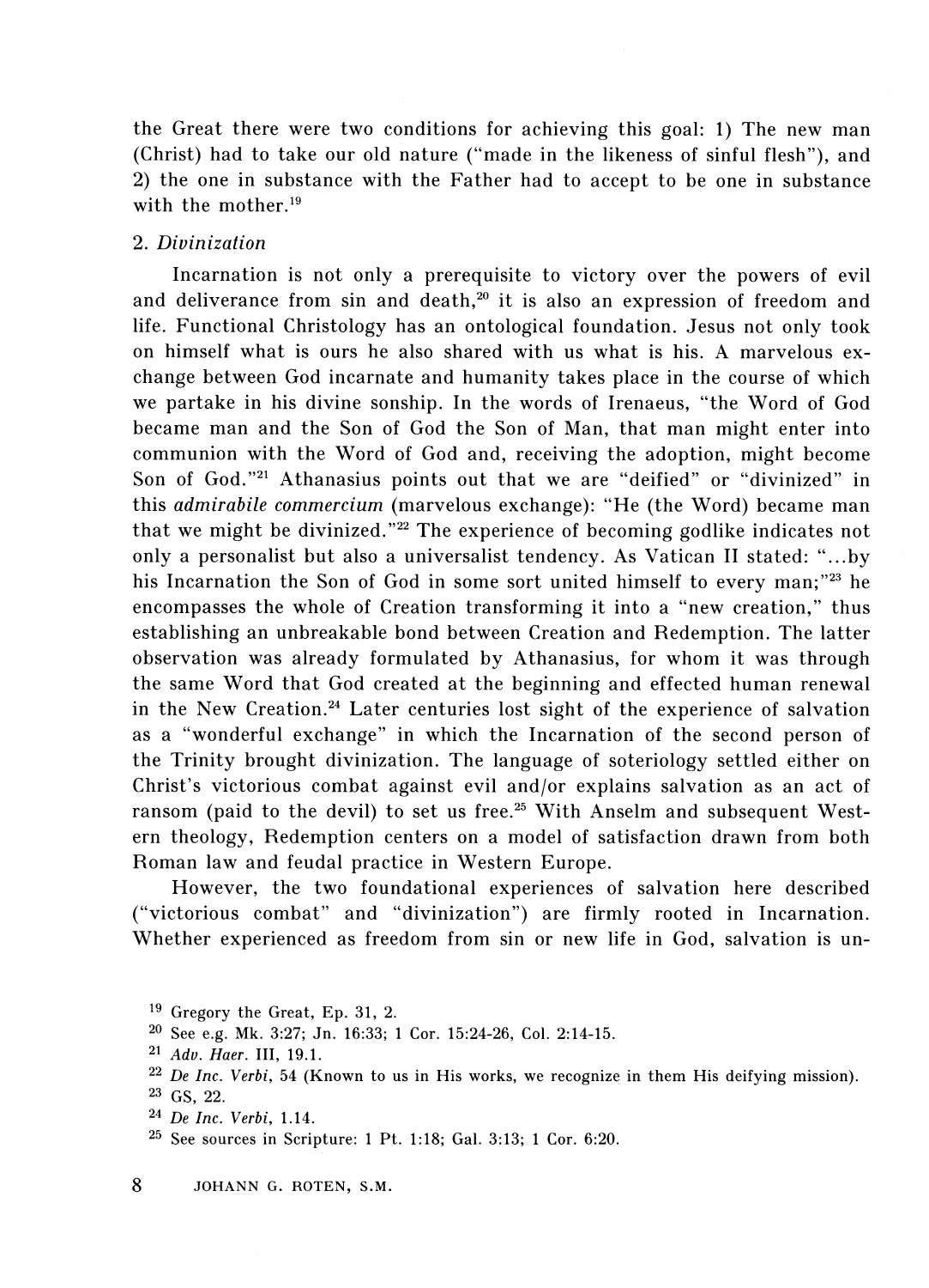the Great there were two conditions for achieving this goal: 1) The new man (Christ) had to take our old nature ("made in the likeness of sinful flesh"), and 2) the one in substance with the Father had to accept to be one in substance with the mother.[19]

2. *Divinization*

Incarnation is not only a prerequisite to victory over the powers of evil and deliverance from sin and death,[20] it is also an expression of freedom and life. Functional Christology has an ontological foundation. Jesus not only took on himself what is ours he also shared with us what is his. A marvelous exchange between God incarnate and humanity takes place in the course of which we partake in his divine sonship. In the words of Irenaeus, "the Word of God became man and the Son of God the Son of Man, that man might enter into communion with the Word of God and, receiving the adoption, might become Son of God."[21] Athanasius points out that we are "deified" or "divinized" in this *admirabile commercium* (marvelous exchange): "He (the Word) became man that we might be divinized."[22] The experience of becoming godlike indicates not only a personalist but also a universalist tendency. As Vatican II stated: "...by his Incarnation the Son of God in some sort united himself to every man;"[23] he encompasses the whole of Creation transforming it into a "new creation," thus establishing an unbreakable bond between Creation and Redemption. The latter observation was already formulated by Athanasius, for whom it was through the same Word that God created at the beginning and effected human renewal in the New Creation.[24] Later centuries lost sight of the experience of salvation as a "wonderful exchange" in which the Incarnation of the second person of the Trinity brought divinization. The language of soteriology settled either on Christ's victorious combat against evil and/or explains salvation as an act of ransom (paid to the devil) to set us free.[25] With Anselm and subsequent Western theology, Redemption centers on a model of satisfaction drawn from both Roman law and feudal practice in Western Europe.

However, the two foundational experiences of salvation here described ("victorious combat" and "divinization") are firmly rooted in Incarnation. Whether experienced as freedom from sin or new life in God, salvation is un-

[19] Gregory the Great, Ep. 31, 2.

[20] See e.g. Mk. 3:27; Jn. 16:33; 1 Cor. 15:24-26, Col. 2:14-15.

[21] *Adv. Haer.* III, 19.1.

[22] *De Inc. Verbi*, 54 (Known to us in His works, we recognize in them His deifying mission).

[23] GS, 22.

[24] *De Inc. Verbi*, 1.14.

[25] See sources in Scripture: 1 Pt. 1:18; Gal. 3:13; 1 Cor. 6:20.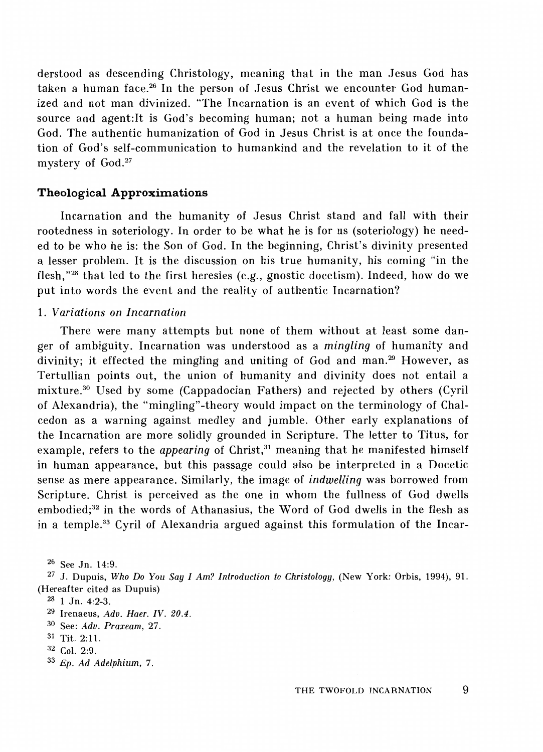derstood as descending Christology, meaning that in the man Jesus God has taken a human face.[26] In the person of Jesus Christ we encounter God humanized and not man divinized. "The Incarnation is an event of which God is the source and agent:It is God's becoming human; not a human being made into God. The authentic humanization of God in Jesus Christ is at once the foundation of God's self-communication to humankind and the revelation to it of the mystery of God.[27]

## Theological Approximations

Incarnation and the humanity of Jesus Christ stand and fall with their rootedness in soteriology. In order to be what he is for us (soteriology) he needed to be who he is: the Son of God. In the beginning, Christ's divinity presented a lesser problem. It is the discussion on his true humanity, his coming "in the flesh,"[28] that led to the first heresies (e.g., gnostic docetism). Indeed, how do we put into words the event and the reality of authentic Incarnation?

### 1. *Variations on Incarnation*

There were many attempts but none of them without at least some danger of ambiguity. Incarnation was understood as a *mingling* of humanity and divinity; it effected the mingling and uniting of God and man.[29] However, as Tertullian points out, the union of humanity and divinity does not entail a mixture.[30] Used by some (Cappadocian Fathers) and rejected by others (Cyril of Alexandria), the "mingling"-theory would impact on the terminology of Chalcedon as a warning against medley and jumble. Other early explanations of the Incarnation are more solidly grounded in Scripture. The letter to Titus, for example, refers to the *appearing* of Christ,[31] meaning that he manifested himself in human appearance, but this passage could also be interpreted in a Docetic sense as mere appearance. Similarly, the image of *indwelling* was borrowed from Scripture. Christ is perceived as the one in whom the fullness of God dwells embodied;[32] in the words of Athanasius, the Word of God dwells in the flesh as in a temple.[33] Cyril of Alexandria argued against this formulation of the Incar-

---

[26] See Jn. 14:9.

[27] J. Dupuis, *Who Do You Say I Am? Introduction to Christology*, (New York: Orbis, 1994), 91. (Hereafter cited as Dupuis)

[28] 1 Jn. 4:2-3.

[29] Irenaeus, *Adv. Haer. IV. 20.4.*

[30] See: *Adv. Praxeam*, 27.

[31] Tit. 2:11.

[32] Col. 2:9.

[33] *Ep. Ad Adelphium*, 7.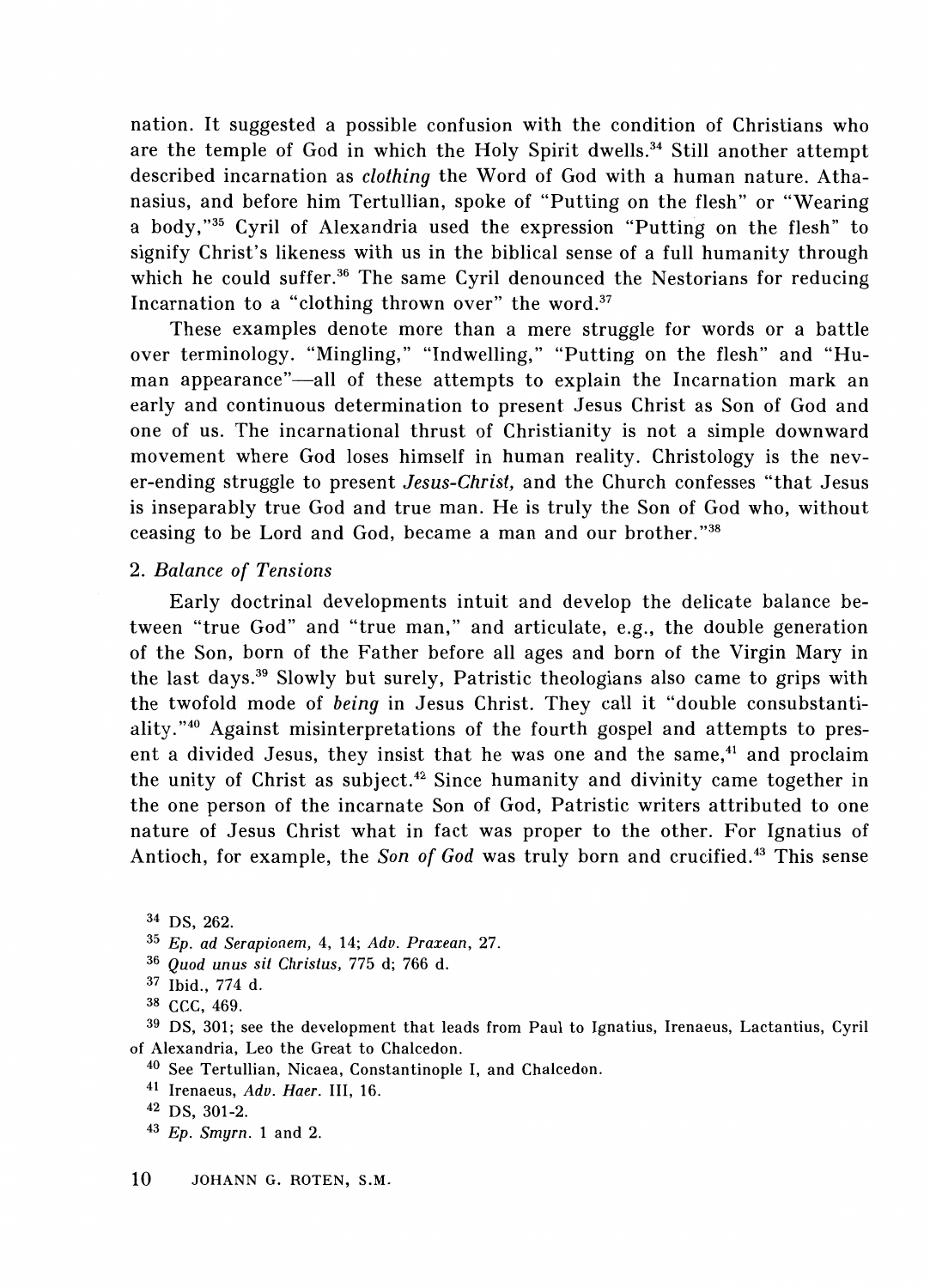nation. It suggested a possible confusion with the condition of Christians who are the temple of God in which the Holy Spirit dwells.[34] Still another attempt described incarnation as *clothing* the Word of God with a human nature. Athanasius, and before him Tertullian, spoke of "Putting on the flesh" or "Wearing a body,"[35] Cyril of Alexandria used the expression "Putting on the flesh" to signify Christ's likeness with us in the biblical sense of a full humanity through which he could suffer.[36] The same Cyril denounced the Nestorians for reducing Incarnation to a "clothing thrown over" the word.[37]

These examples denote more than a mere struggle for words or a battle over terminology. "Mingling," "Indwelling," "Putting on the flesh" and "Human appearance"—all of these attempts to explain the Incarnation mark an early and continuous determination to present Jesus Christ as Son of God and one of us. The incarnational thrust of Christianity is not a simple downward movement where God loses himself in human reality. Christology is the never-ending struggle to present *Jesus-Christ,* and the Church confesses "that Jesus is inseparably true God and true man. He is truly the Son of God who, without ceasing to be Lord and God, became a man and our brother."[38]

## 2. *Balance of Tensions*

Early doctrinal developments intuit and develop the delicate balance between "true God" and "true man," and articulate, e.g., the double generation of the Son, born of the Father before all ages and born of the Virgin Mary in the last days.[39] Slowly but surely, Patristic theologians also came to grips with the twofold mode of *being* in Jesus Christ. They call it "double consubstantiality."[40] Against misinterpretations of the fourth gospel and attempts to present a divided Jesus, they insist that he was one and the same,[41] and proclaim the unity of Christ as subject.[42] Since humanity and divinity came together in the one person of the incarnate Son of God, Patristic writers attributed to one nature of Jesus Christ what in fact was proper to the other. For Ignatius of Antioch, for example, the *Son of God* was truly born and crucified.[43] This sense

---

[34] DS, 262.

[35] *Ep. ad Serapionem,* 4, 14; *Adv. Praxean,* 27.

[36] *Quod unus sit Christus,* 775 d; 766 d.

[37] Ibid., 774 d.

[38] CCC, 469.

[39] DS, 301; see the development that leads from Paul to Ignatius, Irenaeus, Lactantius, Cyril of Alexandria, Leo the Great to Chalcedon.

[40] See Tertullian, Nicaea, Constantinople I, and Chalcedon.

[41] Irenaeus, *Adv. Haer.* III, 16.

[42] DS, 301-2.

[43] *Ep. Smyrn.* 1 and 2.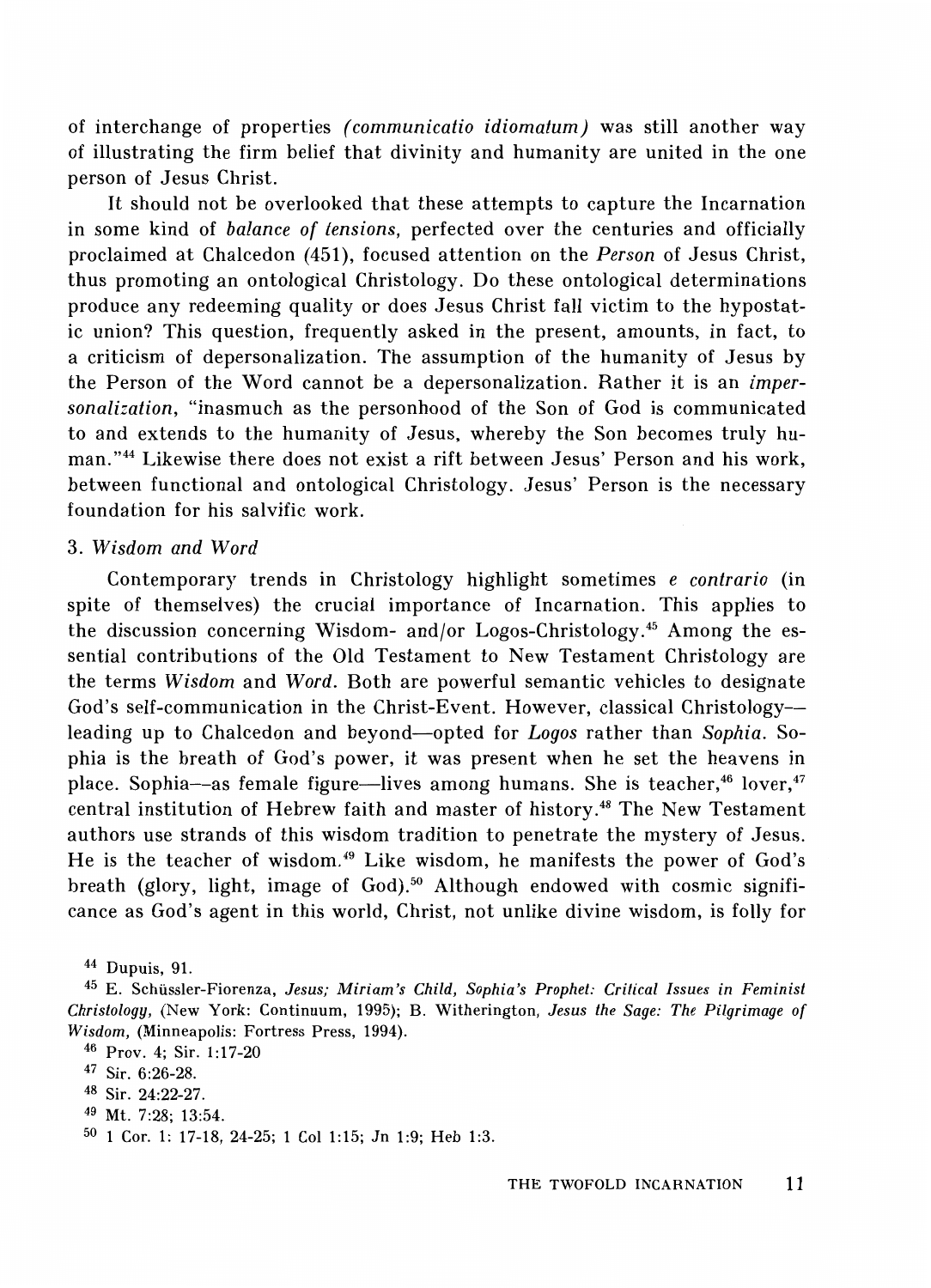of interchange of properties *(communicatio idiomatum)* was still another way of illustrating the firm belief that divinity and humanity are united in the one person of Jesus Christ.

It should not be overlooked that these attempts to capture the Incarnation in some kind of *balance of tensions*, perfected over the centuries and officially proclaimed at Chalcedon (451), focused attention on the *Person* of Jesus Christ, thus promoting an ontological Christology. Do these ontological determinations produce any redeeming quality or does Jesus Christ fall victim to the hypostatic union? This question, frequently asked in the present, amounts, in fact, to a criticism of depersonalization. The assumption of the humanity of Jesus by the Person of the Word cannot be a depersonalization. Rather it is an *impersonalization*, "inasmuch as the personhood of the Son of God is communicated to and extends to the humanity of Jesus, whereby the Son becomes truly human."[44] Likewise there does not exist a rift between Jesus' Person and his work, between functional and ontological Christology. Jesus' Person is the necessary foundation for his salvific work.

### 3. *Wisdom and Word*

Contemporary trends in Christology highlight sometimes *e contrario* (in spite of themselves) the crucial importance of Incarnation. This applies to the discussion concerning Wisdom- and/or Logos-Christology.[45] Among the essential contributions of the Old Testament to New Testament Christology are the terms *Wisdom* and *Word*. Both are powerful semantic vehicles to designate God's self-communication in the Christ-Event. However, classical Christology—leading up to Chalcedon and beyond—opted for *Logos* rather than *Sophia*. Sophia is the breath of God's power, it was present when he set the heavens in place. Sophia—as female figure—lives among humans. She is teacher,[46] lover,[47] central institution of Hebrew faith and master of history.[48] The New Testament authors use strands of this wisdom tradition to penetrate the mystery of Jesus. He is the teacher of wisdom.[49] Like wisdom, he manifests the power of God's breath (glory, light, image of God).[50] Although endowed with cosmic significance as God's agent in this world, Christ, not unlike divine wisdom, is folly for

---

[44] Dupuis, 91.

[45] E. Schüssler-Fiorenza, *Jesus; Miriam's Child, Sophia's Prophet: Critical Issues in Feminist Christology*, (New York: Continuum, 1995); B. Witherington, *Jesus the Sage: The Pilgrimage of Wisdom*, (Minneapolis: Fortress Press, 1994).

[46] Prov. 4; Sir. 1:17-20

[47] Sir. 6:26-28.

[48] Sir. 24:22-27.

[49] Mt. 7:28; 13:54.

[50] 1 Cor. 1: 17-18, 24-25; 1 Col 1:15; Jn 1:9; Heb 1:3.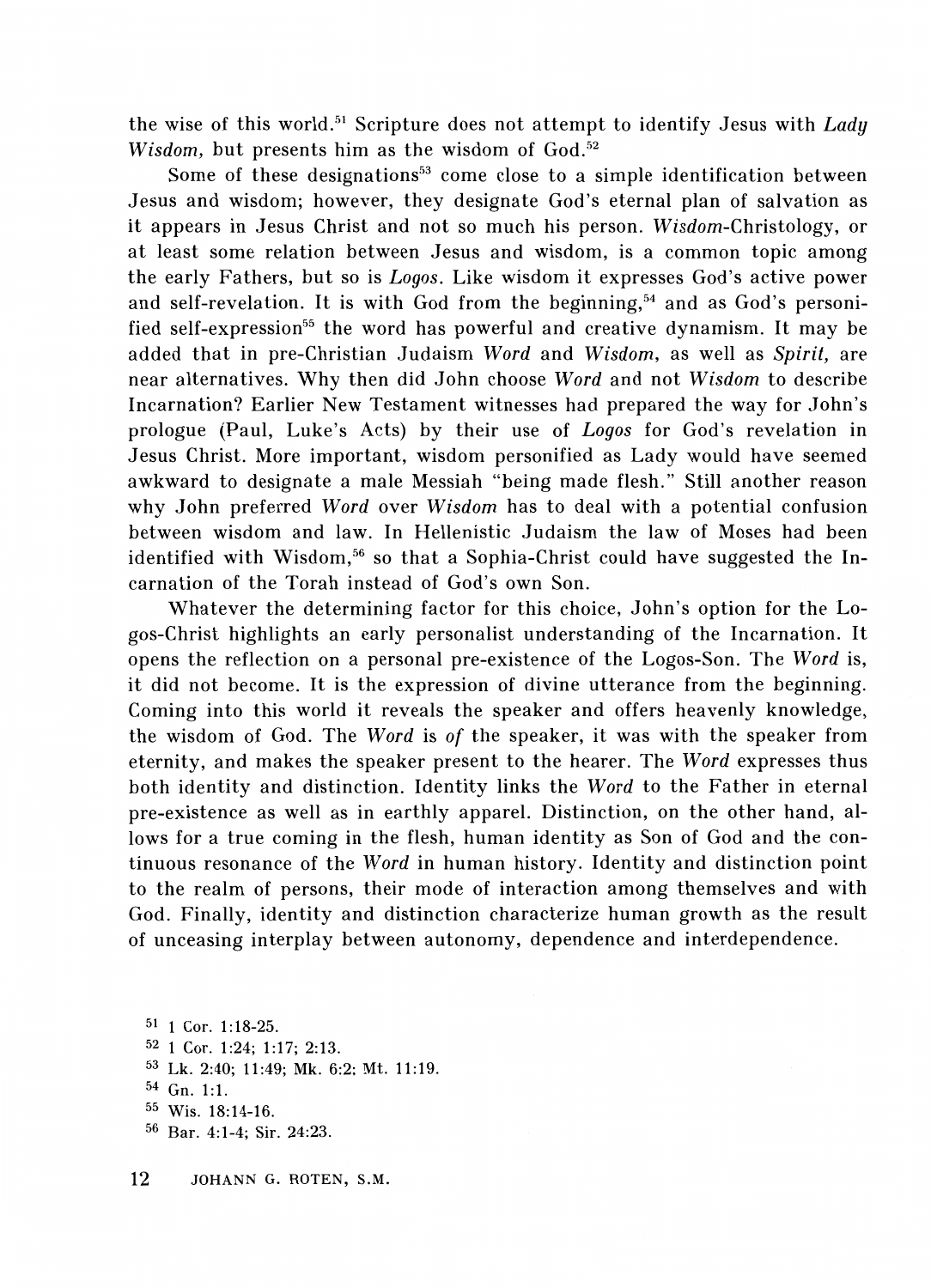the wise of this world.[51] Scripture does not attempt to identify Jesus with *Lady Wisdom,* but presents him as the wisdom of God.[52]

Some of these designations[53] come close to a simple identification between Jesus and wisdom; however, they designate God's eternal plan of salvation as it appears in Jesus Christ and not so much his person. *Wisdom*-Christology, or at least some relation between Jesus and wisdom, is a common topic among the early Fathers, but so is *Logos.* Like wisdom it expresses God's active power and self-revelation. It is with God from the beginning,[54] and as God's personified self-expression[55] the word has powerful and creative dynamism. It may be added that in pre-Christian Judaism *Word* and *Wisdom,* as well as *Spirit,* are near alternatives. Why then did John choose *Word* and not *Wisdom* to describe Incarnation? Earlier New Testament witnesses had prepared the way for John's prologue (Paul, Luke's Acts) by their use of *Logos* for God's revelation in Jesus Christ. More important, wisdom personified as Lady would have seemed awkward to designate a male Messiah "being made flesh." Still another reason why John preferred *Word* over *Wisdom* has to deal with a potential confusion between wisdom and law. In Hellenistic Judaism the law of Moses had been identified with Wisdom,[56] so that a Sophia-Christ could have suggested the Incarnation of the Torah instead of God's own Son.

Whatever the determining factor for this choice, John's option for the Logos-Christ highlights an early personalist understanding of the Incarnation. It opens the reflection on a personal pre-existence of the Logos-Son. The *Word* is, it did not become. It is the expression of divine utterance from the beginning. Coming into this world it reveals the speaker and offers heavenly knowledge, the wisdom of God. The *Word* is *of* the speaker, it was with the speaker from eternity, and makes the speaker present to the hearer. The *Word* expresses thus both identity and distinction. Identity links the *Word* to the Father in eternal pre-existence as well as in earthly apparel. Distinction, on the other hand, allows for a true coming in the flesh, human identity as Son of God and the continuous resonance of the *Word* in human history. Identity and distinction point to the realm of persons, their mode of interaction among themselves and with God. Finally, identity and distinction characterize human growth as the result of unceasing interplay between autonomy, dependence and interdependence.

[51] 1 Cor. 1:18-25.
[52] 1 Cor. 1:24; 1:17; 2:13.
[53] Lk. 2:40; 11:49; Mk. 6:2; Mt. 11:19.
[54] Gn. 1:1.
[55] Wis. 18:14-16.
[56] Bar. 4:1-4; Sir. 24:23.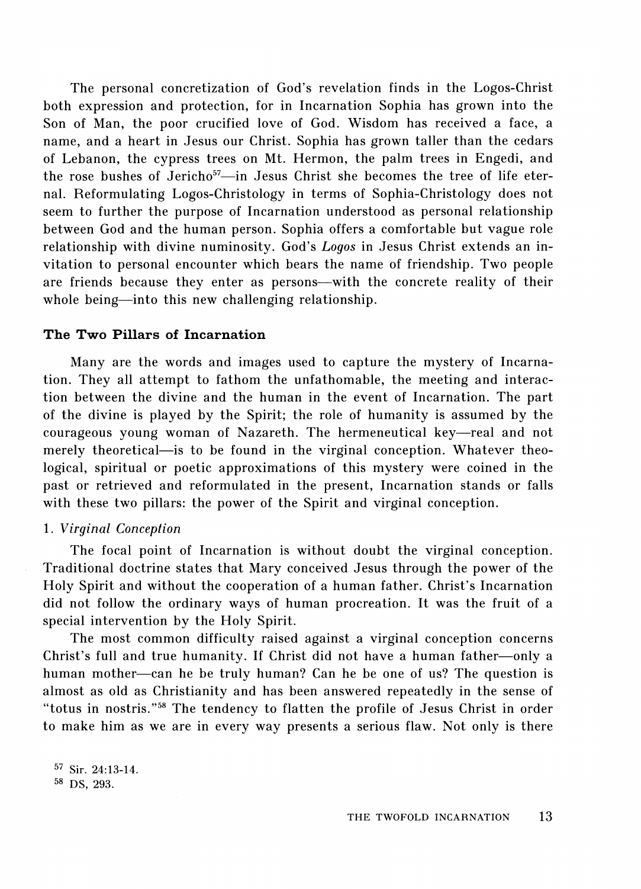The personal concretization of God's revelation finds in the Logos-Christ both expression and protection, for in Incarnation Sophia has grown into the Son of Man, the poor crucified love of God. Wisdom has received a face, a name, and a heart in Jesus our Christ. Sophia has grown taller than the cedars of Lebanon, the cypress trees on Mt. Hermon, the palm trees in Engedi, and the rose bushes of Jericho[57]—in Jesus Christ she becomes the tree of life eternal. Reformulating Logos-Christology in terms of Sophia-Christology does not seem to further the purpose of Incarnation understood as personal relationship between God and the human person. Sophia offers a comfortable but vague role relationship with divine numinosity. God's *Logos* in Jesus Christ extends an invitation to personal encounter which bears the name of friendship. Two people are friends because they enter as persons—with the concrete reality of their whole being—into this new challenging relationship.

### The Two Pillars of Incarnation

Many are the words and images used to capture the mystery of Incarnation. They all attempt to fathom the unfathomable, the meeting and interaction between the divine and the human in the event of Incarnation. The part of the divine is played by the Spirit; the role of humanity is assumed by the courageous young woman of Nazareth. The hermeneutical key—real and not merely theoretical—is to be found in the virginal conception. Whatever theological, spiritual or poetic approximations of this mystery were coined in the past or retrieved and reformulated in the present, Incarnation stands or falls with these two pillars: the power of the Spirit and virginal conception.

1. *Virginal Conception*

The focal point of Incarnation is without doubt the virginal conception. Traditional doctrine states that Mary conceived Jesus through the power of the Holy Spirit and without the cooperation of a human father. Christ's Incarnation did not follow the ordinary ways of human procreation. It was the fruit of a special intervention by the Holy Spirit.

The most common difficulty raised against a virginal conception concerns Christ's full and true humanity. If Christ did not have a human father—only a human mother—can he be truly human? Can he be one of us? The question is almost as old as Christianity and has been answered repeatedly in the sense of "totus in nostris."[58] The tendency to flatten the profile of Jesus Christ in order to make him as we are in every way presents a serious flaw. Not only is there

[57] Sir. 24:13-14.

[58] DS, 293.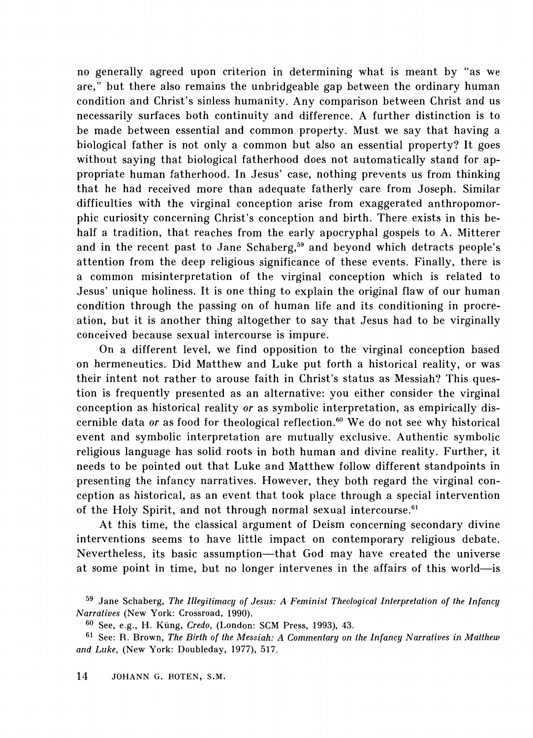no generally agreed upon criterion in determining what is meant by "as we are," but there also remains the unbridgeable gap between the ordinary human condition and Christ's sinless humanity. Any comparison between Christ and us necessarily surfaces both continuity and difference. A further distinction is to be made between essential and common property. Must we say that having a biological father is not only a common but also an essential property? It goes without saying that biological fatherhood does not automatically stand for appropriate human fatherhood. In Jesus' case, nothing prevents us from thinking that he had received more than adequate fatherly care from Joseph. Similar difficulties with the virginal conception arise from exaggerated anthropomorphic curiosity concerning Christ's conception and birth. There exists in this behalf a tradition, that reaches from the early apocryphal gospels to A. Mitterer and in the recent past to Jane Schaberg,[59] and beyond which detracts people's attention from the deep religious significance of these events. Finally, there is a common misinterpretation of the virginal conception which is related to Jesus' unique holiness. It is one thing to explain the original flaw of our human condition through the passing on of human life and its conditioning in procreation, but it is another thing altogether to say that Jesus had to be virginally conceived because sexual intercourse is impure.

On a different level, we find opposition to the virginal conception based on hermeneutics. Did Matthew and Luke put forth a historical reality, or was their intent not rather to arouse faith in Christ's status as Messiah? This question is frequently presented as an alternative: you either consider the virginal conception as historical reality *or* as symbolic interpretation, as empirically discernible data *or* as food for theological reflection.[60] We do not see why historical event and symbolic interpretation are mutually exclusive. Authentic symbolic religious language has solid roots in both human and divine reality. Further, it needs to be pointed out that Luke and Matthew follow different standpoints in presenting the infancy narratives. However, they both regard the virginal conception as historical, as an event that took place through a special intervention of the Holy Spirit, and not through normal sexual intercourse.[61]

At this time, the classical argument of Deism concerning secondary divine interventions seems to have little impact on contemporary religious debate. Nevertheless, its basic assumption—that God may have created the universe at some point in time, but no longer intervenes in the affairs of this world—is

[59] Jane Schaberg, *The Illegitimacy of Jesus: A Feminist Theological Interpretation of the Infancy Narratives* (New York: Crossroad, 1990).

[60] See, e.g., H. Küng, *Credo,* (London: SCM Press, 1993), 43.

[61] See: R. Brown, *The Birth of the Messiah: A Commentary on the Infancy Narratives in Matthew and Luke,* (New York: Doubleday, 1977), 517.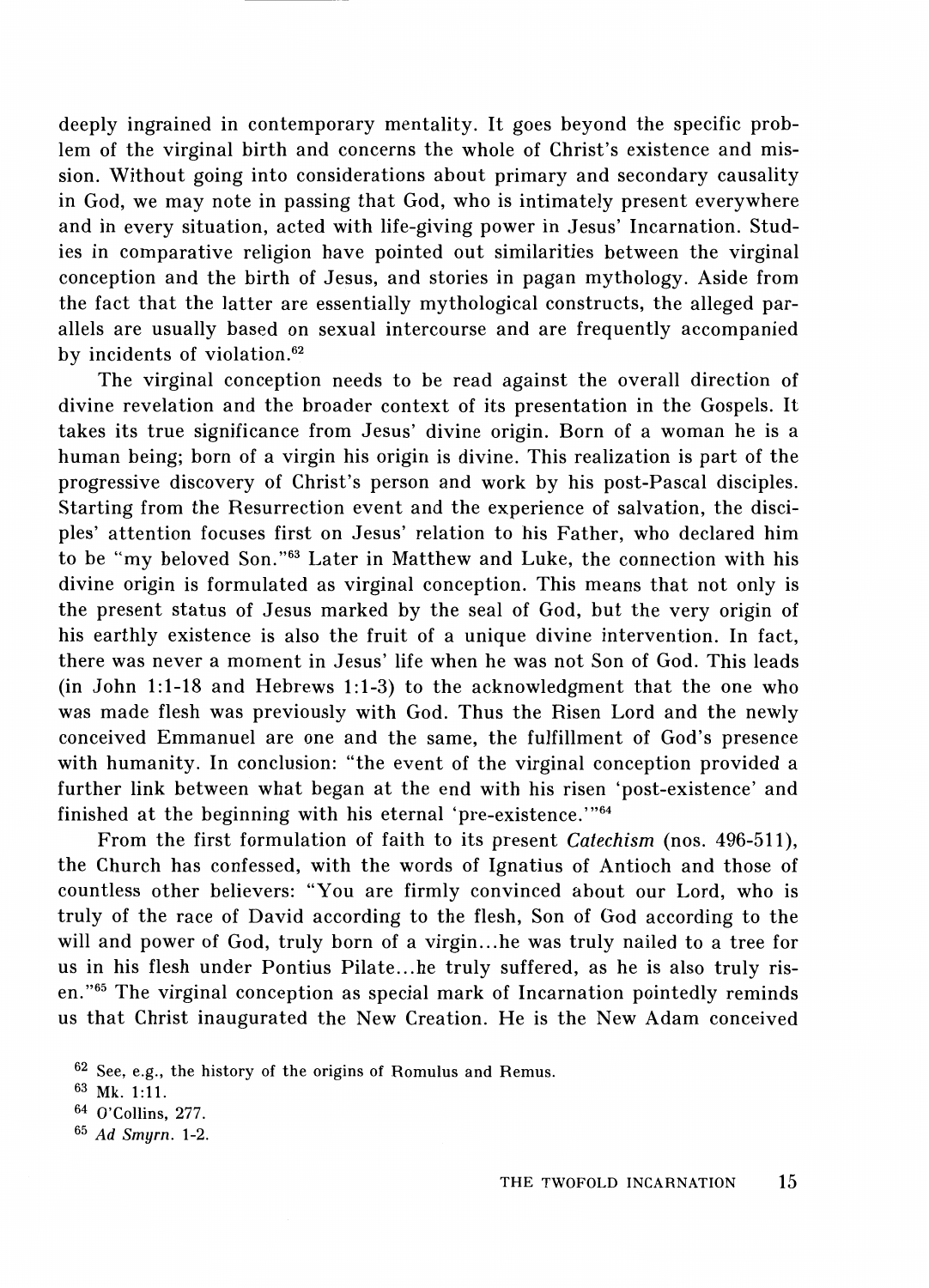deeply ingrained in contemporary mentality. It goes beyond the specific problem of the virginal birth and concerns the whole of Christ's existence and mission. Without going into considerations about primary and secondary causality in God, we may note in passing that God, who is intimately present everywhere and in every situation, acted with life-giving power in Jesus' Incarnation. Studies in comparative religion have pointed out similarities between the virginal conception and the birth of Jesus, and stories in pagan mythology. Aside from the fact that the latter are essentially mythological constructs, the alleged parallels are usually based on sexual intercourse and are frequently accompanied by incidents of violation.[62]

The virginal conception needs to be read against the overall direction of divine revelation and the broader context of its presentation in the Gospels. It takes its true significance from Jesus' divine origin. Born of a woman he is a human being; born of a virgin his origin is divine. This realization is part of the progressive discovery of Christ's person and work by his post-Pascal disciples. Starting from the Resurrection event and the experience of salvation, the disciples' attention focuses first on Jesus' relation to his Father, who declared him to be "my beloved Son."[63] Later in Matthew and Luke, the connection with his divine origin is formulated as virginal conception. This means that not only is the present status of Jesus marked by the seal of God, but the very origin of his earthly existence is also the fruit of a unique divine intervention. In fact, there was never a moment in Jesus' life when he was not Son of God. This leads (in John 1:1-18 and Hebrews 1:1-3) to the acknowledgment that the one who was made flesh was previously with God. Thus the Risen Lord and the newly conceived Emmanuel are one and the same, the fulfillment of God's presence with humanity. In conclusion: "the event of the virginal conception provided a further link between what began at the end with his risen 'post-existence' and finished at the beginning with his eternal 'pre-existence.'"[64]

From the first formulation of faith to its present *Catechism* (nos. 496-511), the Church has confessed, with the words of Ignatius of Antioch and those of countless other believers: "You are firmly convinced about our Lord, who is truly of the race of David according to the flesh, Son of God according to the will and power of God, truly born of a virgin...he was truly nailed to a tree for us in his flesh under Pontius Pilate...he truly suffered, as he is also truly risen."[65] The virginal conception as special mark of Incarnation pointedly reminds us that Christ inaugurated the New Creation. He is the New Adam conceived

[62] See, e.g., the history of the origins of Romulus and Remus.

[63] Mk. 1:11.

[64] O'Collins, 277.

[65] *Ad Smyrn.* 1-2.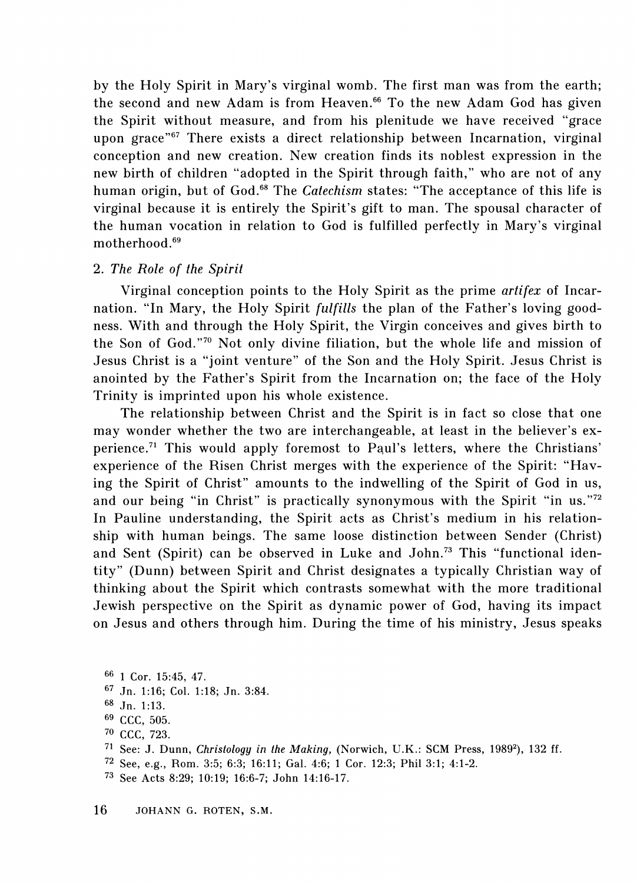by the Holy Spirit in Mary's virginal womb. The first man was from the earth; the second and new Adam is from Heaven.[66] To the new Adam God has given the Spirit without measure, and from his plenitude we have received "grace upon grace"[67] There exists a direct relationship between Incarnation, virginal conception and new creation. New creation finds its noblest expression in the new birth of children "adopted in the Spirit through faith," who are not of any human origin, but of God.[68] The *Catechism* states: "The acceptance of this life is virginal because it is entirely the Spirit's gift to man. The spousal character of the human vocation in relation to God is fulfilled perfectly in Mary's virginal motherhood.[69]

### 2. *The Role of the Spirit*

Virginal conception points to the Holy Spirit as the prime *artifex* of Incarnation. "In Mary, the Holy Spirit *fulfills* the plan of the Father's loving goodness. With and through the Holy Spirit, the Virgin conceives and gives birth to the Son of God."[70] Not only divine filiation, but the whole life and mission of Jesus Christ is a "joint venture" of the Son and the Holy Spirit. Jesus Christ is anointed by the Father's Spirit from the Incarnation on; the face of the Holy Trinity is imprinted upon his whole existence.

The relationship between Christ and the Spirit is in fact so close that one may wonder whether the two are interchangeable, at least in the believer's experience.[71] This would apply foremost to Paul's letters, where the Christians' experience of the Risen Christ merges with the experience of the Spirit: "Having the Spirit of Christ" amounts to the indwelling of the Spirit of God in us, and our being "in Christ" is practically synonymous with the Spirit "in us."[72] In Pauline understanding, the Spirit acts as Christ's medium in his relationship with human beings. The same loose distinction between Sender (Christ) and Sent (Spirit) can be observed in Luke and John.[73] This "functional identity" (Dunn) between Spirit and Christ designates a typically Christian way of thinking about the Spirit which contrasts somewhat with the more traditional Jewish perspective on the Spirit as dynamic power of God, having its impact on Jesus and others through him. During the time of his ministry, Jesus speaks

---

[66] 1 Cor. 15:45, 47.

[67] Jn. 1:16; Col. 1:18; Jn. 3:84.

[68] Jn. 1:13.

[69] CCC, 505.

[70] CCC, 723.

[71] See: J. Dunn, *Christology in the Making,* (Norwich, U.K.: SCM Press, 1989²), 132 ff.

[72] See, e.g., Rom. 3:5; 6:3; 16:11; Gal. 4:6; 1 Cor. 12:3; Phil 3:1; 4:1-2.

[73] See Acts 8:29; 10:19; 16:6-7; John 14:16-17.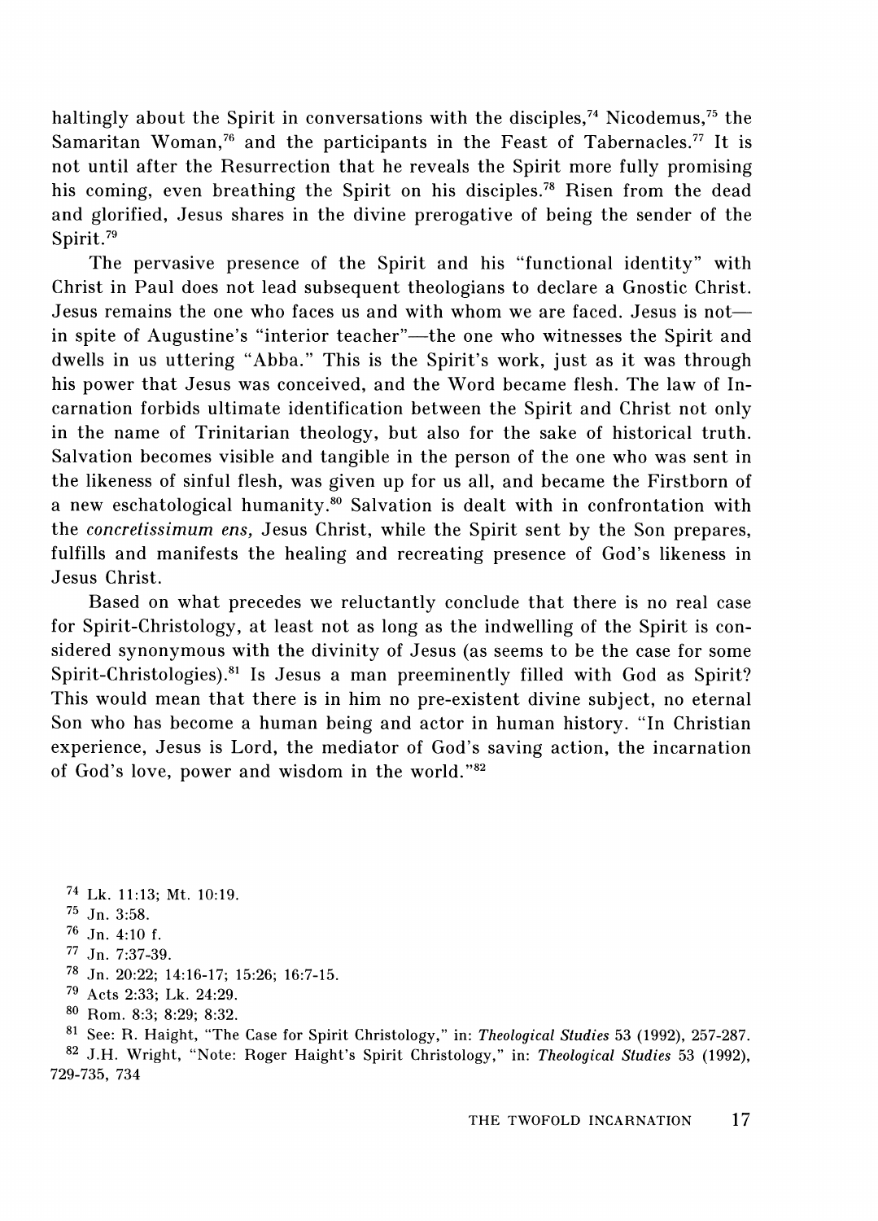haltingly about the Spirit in conversations with the disciples,[74] Nicodemus,[75] the Samaritan Woman,[76] and the participants in the Feast of Tabernacles.[77] It is not until after the Resurrection that he reveals the Spirit more fully promising his coming, even breathing the Spirit on his disciples.[78] Risen from the dead and glorified, Jesus shares in the divine prerogative of being the sender of the Spirit.[79]

The pervasive presence of the Spirit and his "functional identity" with Christ in Paul does not lead subsequent theologians to declare a Gnostic Christ. Jesus remains the one who faces us and with whom we are faced. Jesus is not—in spite of Augustine's "interior teacher"—the one who witnesses the Spirit and dwells in us uttering "Abba." This is the Spirit's work, just as it was through his power that Jesus was conceived, and the Word became flesh. The law of Incarnation forbids ultimate identification between the Spirit and Christ not only in the name of Trinitarian theology, but also for the sake of historical truth. Salvation becomes visible and tangible in the person of the one who was sent in the likeness of sinful flesh, was given up for us all, and became the Firstborn of a new eschatological humanity.[80] Salvation is dealt with in confrontation with the *concretissimum ens,* Jesus Christ, while the Spirit sent by the Son prepares, fulfills and manifests the healing and recreating presence of God's likeness in Jesus Christ.

Based on what precedes we reluctantly conclude that there is no real case for Spirit-Christology, at least not as long as the indwelling of the Spirit is considered synonymous with the divinity of Jesus (as seems to be the case for some Spirit-Christologies).[81] Is Jesus a man preeminently filled with God as Spirit? This would mean that there is in him no pre-existent divine subject, no eternal Son who has become a human being and actor in human history. "In Christian experience, Jesus is Lord, the mediator of God's saving action, the incarnation of God's love, power and wisdom in the world."[82]

---

[74] Lk. 11:13; Mt. 10:19.

[75] Jn. 3:58.

[76] Jn. 4:10 f.

[77] Jn. 7:37-39.

[78] Jn. 20:22; 14:16-17; 15:26; 16:7-15.

[79] Acts 2:33; Lk. 24:29.

[80] Rom. 8:3; 8:29; 8:32.

[81] See: R. Haight, "The Case for Spirit Christology," in: *Theological Studies* 53 (1992), 257-287.

[82] J.H. Wright, "Note: Roger Haight's Spirit Christology," in: *Theological Studies* 53 (1992), 729-735, 734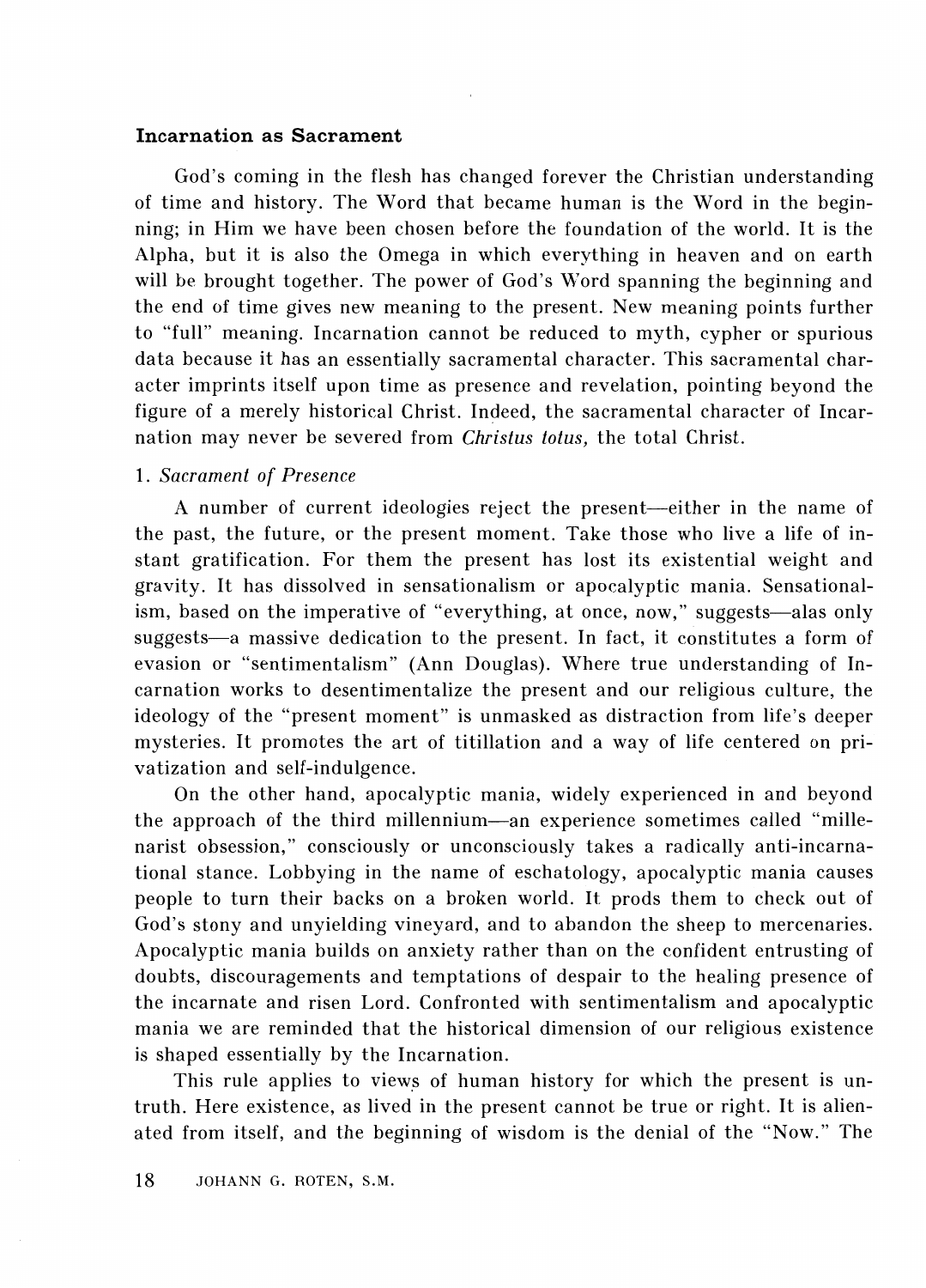## Incarnation as Sacrament

God's coming in the flesh has changed forever the Christian understanding of time and history. The Word that became human is the Word in the beginning; in Him we have been chosen before the foundation of the world. It is the Alpha, but it is also the Omega in which everything in heaven and on earth will be brought together. The power of God's Word spanning the beginning and the end of time gives new meaning to the present. New meaning points further to "full" meaning. Incarnation cannot be reduced to myth, cypher or spurious data because it has an essentially sacramental character. This sacramental character imprints itself upon time as presence and revelation, pointing beyond the figure of a merely historical Christ. Indeed, the sacramental character of Incarnation may never be severed from *Christus totus,* the total Christ.

### 1. *Sacrament of Presence*

A number of current ideologies reject the present—either in the name of the past, the future, or the present moment. Take those who live a life of instant gratification. For them the present has lost its existential weight and gravity. It has dissolved in sensationalism or apocalyptic mania. Sensationalism, based on the imperative of "everything, at once, now," suggests—alas only suggests—a massive dedication to the present. In fact, it constitutes a form of evasion or "sentimentalism" (Ann Douglas). Where true understanding of Incarnation works to desentimentalize the present and our religious culture, the ideology of the "present moment" is unmasked as distraction from life's deeper mysteries. It promotes the art of titillation and a way of life centered on privatization and self-indulgence.

On the other hand, apocalyptic mania, widely experienced in and beyond the approach of the third millennium—an experience sometimes called "millenarist obsession," consciously or unconsciously takes a radically anti-incarnational stance. Lobbying in the name of eschatology, apocalyptic mania causes people to turn their backs on a broken world. It prods them to check out of God's stony and unyielding vineyard, and to abandon the sheep to mercenaries. Apocalyptic mania builds on anxiety rather than on the confident entrusting of doubts, discouragements and temptations of despair to the healing presence of the incarnate and risen Lord. Confronted with sentimentalism and apocalyptic mania we are reminded that the historical dimension of our religious existence is shaped essentially by the Incarnation.

This rule applies to views of human history for which the present is untruth. Here existence, as lived in the present cannot be true or right. It is alienated from itself, and the beginning of wisdom is the denial of the "Now." The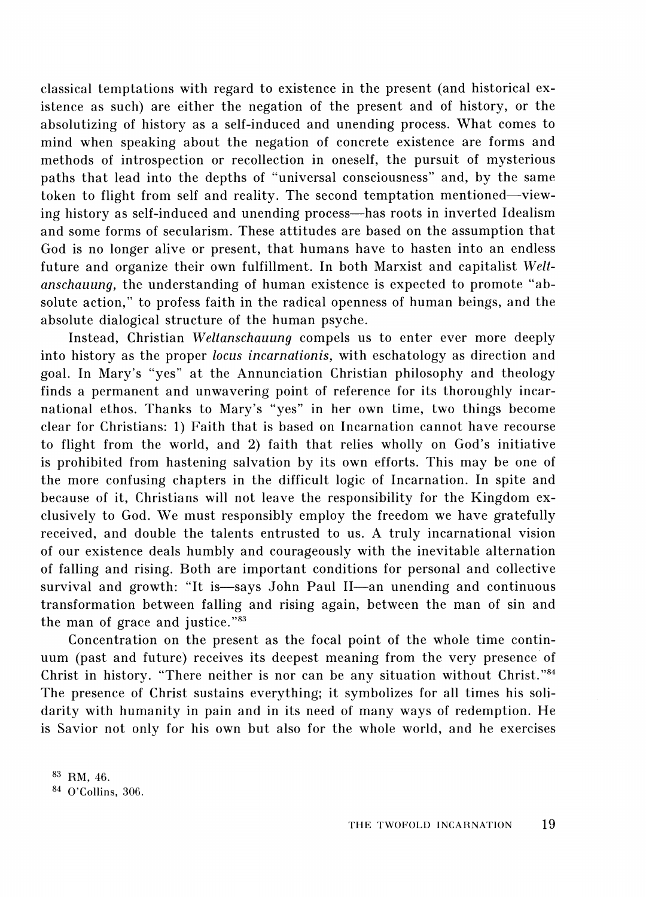classical temptations with regard to existence in the present (and historical existence as such) are either the negation of the present and of history, or the absolutizing of history as a self-induced and unending process. What comes to mind when speaking about the negation of concrete existence are forms and methods of introspection or recollection in oneself, the pursuit of mysterious paths that lead into the depths of "universal consciousness" and, by the same token to flight from self and reality. The second temptation mentioned—viewing history as self-induced and unending process—has roots in inverted Idealism and some forms of secularism. These attitudes are based on the assumption that God is no longer alive or present, that humans have to hasten into an endless future and organize their own fulfillment. In both Marxist and capitalist *Weltanschauung,* the understanding of human existence is expected to promote "absolute action," to profess faith in the radical openness of human beings, and the absolute dialogical structure of the human psyche.

Instead, Christian *Weltanschauung* compels us to enter ever more deeply into history as the proper *locus incarnationis,* with eschatology as direction and goal. In Mary's "yes" at the Annunciation Christian philosophy and theology finds a permanent and unwavering point of reference for its thoroughly incarnational ethos. Thanks to Mary's "yes" in her own time, two things become clear for Christians: 1) Faith that is based on Incarnation cannot have recourse to flight from the world, and 2) faith that relies wholly on God's initiative is prohibited from hastening salvation by its own efforts. This may be one of the more confusing chapters in the difficult logic of Incarnation. In spite and because of it, Christians will not leave the responsibility for the Kingdom exclusively to God. We must responsibly employ the freedom we have gratefully received, and double the talents entrusted to us. A truly incarnational vision of our existence deals humbly and courageously with the inevitable alternation of falling and rising. Both are important conditions for personal and collective survival and growth: "It is—says John Paul II—an unending and continuous transformation between falling and rising again, between the man of sin and the man of grace and justice."[83]

Concentration on the present as the focal point of the whole time continuum (past and future) receives its deepest meaning from the very presence of Christ in history. "There neither is nor can be any situation without Christ."[84] The presence of Christ sustains everything; it symbolizes for all times his solidarity with humanity in pain and in its need of many ways of redemption. He is Savior not only for his own but also for the whole world, and he exercises

[83] RM, 46.

[84] O'Collins, 306.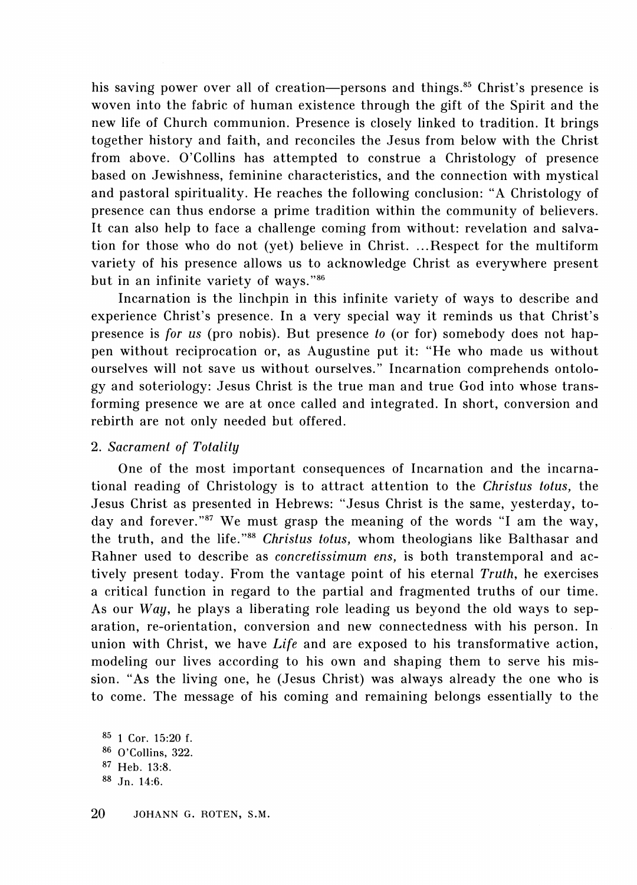his saving power over all of creation—persons and things.[85] Christ's presence is woven into the fabric of human existence through the gift of the Spirit and the new life of Church communion. Presence is closely linked to tradition. It brings together history and faith, and reconciles the Jesus from below with the Christ from above. O'Collins has attempted to construe a Christology of presence based on Jewishness, feminine characteristics, and the connection with mystical and pastoral spirituality. He reaches the following conclusion: "A Christology of presence can thus endorse a prime tradition within the community of believers. It can also help to face a challenge coming from without: revelation and salvation for those who do not (yet) believe in Christ. ...Respect for the multiform variety of his presence allows us to acknowledge Christ as everywhere present but in an infinite variety of ways."[86]

Incarnation is the linchpin in this infinite variety of ways to describe and experience Christ's presence. In a very special way it reminds us that Christ's presence is *for us* (pro nobis). But presence *to* (or for) somebody does not happen without reciprocation or, as Augustine put it: "He who made us without ourselves will not save us without ourselves." Incarnation comprehends ontology and soteriology: Jesus Christ is the true man and true God into whose transforming presence we are at once called and integrated. In short, conversion and rebirth are not only needed but offered.

### 2. *Sacrament of Totality*

One of the most important consequences of Incarnation and the incarnational reading of Christology is to attract attention to the *Christus totus,* the Jesus Christ as presented in Hebrews: "Jesus Christ is the same, yesterday, today and forever."[87] We must grasp the meaning of the words "I am the way, the truth, and the life."[88] *Christus totus,* whom theologians like Balthasar and Rahner used to describe as *concretissimum ens,* is both transtemporal and actively present today. From the vantage point of his eternal *Truth,* he exercises a critical function in regard to the partial and fragmented truths of our time. As our *Way,* he plays a liberating role leading us beyond the old ways to separation, re-orientation, conversion and new connectedness with his person. In union with Christ, we have *Life* and are exposed to his transformative action, modeling our lives according to his own and shaping them to serve his mission. "As the living one, he (Jesus Christ) was always already the one who is to come. The message of his coming and remaining belongs essentially to the

[85] 1 Cor. 15:20 f.

[86] O'Collins, 322.

[87] Heb. 13:8.

[88] Jn. 14:6.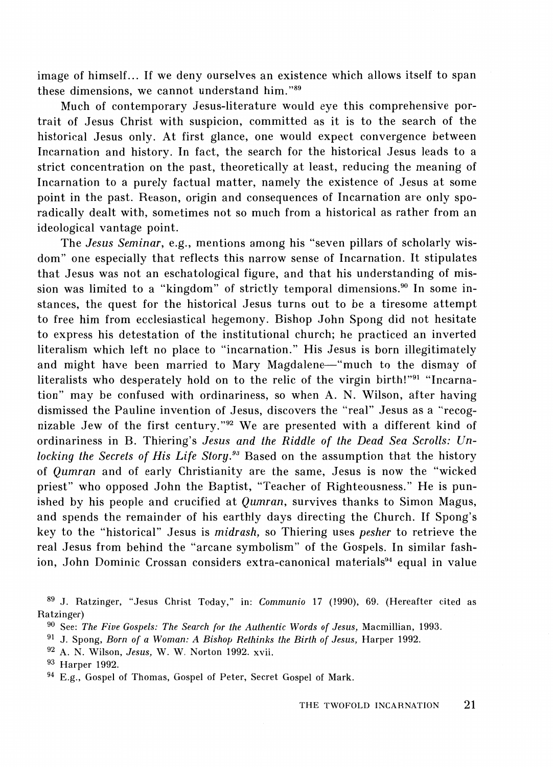image of himself... If we deny ourselves an existence which allows itself to span these dimensions, we cannot understand him."[89]

Much of contemporary Jesus-literature would eye this comprehensive portrait of Jesus Christ with suspicion, committed as it is to the search of the historical Jesus only. At first glance, one would expect convergence between Incarnation and history. In fact, the search for the historical Jesus leads to a strict concentration on the past, theoretically at least, reducing the meaning of Incarnation to a purely factual matter, namely the existence of Jesus at some point in the past. Reason, origin and consequences of Incarnation are only sporadically dealt with, sometimes not so much from a historical as rather from an ideological vantage point.

The *Jesus Seminar*, e.g., mentions among his "seven pillars of scholarly wisdom" one especially that reflects this narrow sense of Incarnation. It stipulates that Jesus was not an eschatological figure, and that his understanding of mission was limited to a "kingdom" of strictly temporal dimensions.[90] In some instances, the quest for the historical Jesus turns out to be a tiresome attempt to free him from ecclesiastical hegemony. Bishop John Spong did not hesitate to express his detestation of the institutional church; he practiced an inverted literalism which left no place to "incarnation." His Jesus is born illegitimately and might have been married to Mary Magdalene—"much to the dismay of literalists who desperately hold on to the relic of the virgin birth!"[91] "Incarnation" may be confused with ordinariness, so when A. N. Wilson, after having dismissed the Pauline invention of Jesus, discovers the "real" Jesus as a "recognizable Jew of the first century."[92] We are presented with a different kind of ordinariness in B. Thiering's *Jesus and the Riddle of the Dead Sea Scrolls: Unlocking the Secrets of His Life Story.*[93] Based on the assumption that the history of *Qumran* and of early Christianity are the same, Jesus is now the "wicked priest" who opposed John the Baptist, "Teacher of Righteousness." He is punished by his people and crucified at *Qumran*, survives thanks to Simon Magus, and spends the remainder of his earthly days directing the Church. If Spong's key to the "historical" Jesus is *midrash,* so Thiering uses *pesher* to retrieve the real Jesus from behind the "arcane symbolism" of the Gospels. In similar fashion, John Dominic Crossan considers extra-canonical materials[94] equal in value

[89] J. Ratzinger, "Jesus Christ Today," in: *Communio* 17 (1990), 69. (Hereafter cited as Ratzinger)

[90] See: *The Five Gospels: The Search for the Authentic Words of Jesus,* Macmillian, 1993.

[91] J. Spong, *Born of a Woman: A Bishop Rethinks the Birth of Jesus,* Harper 1992.

[92] A. N. Wilson, *Jesus,* W. W. Norton 1992. xvii.

[93] Harper 1992.

[94] E.g., Gospel of Thomas, Gospel of Peter, Secret Gospel of Mark.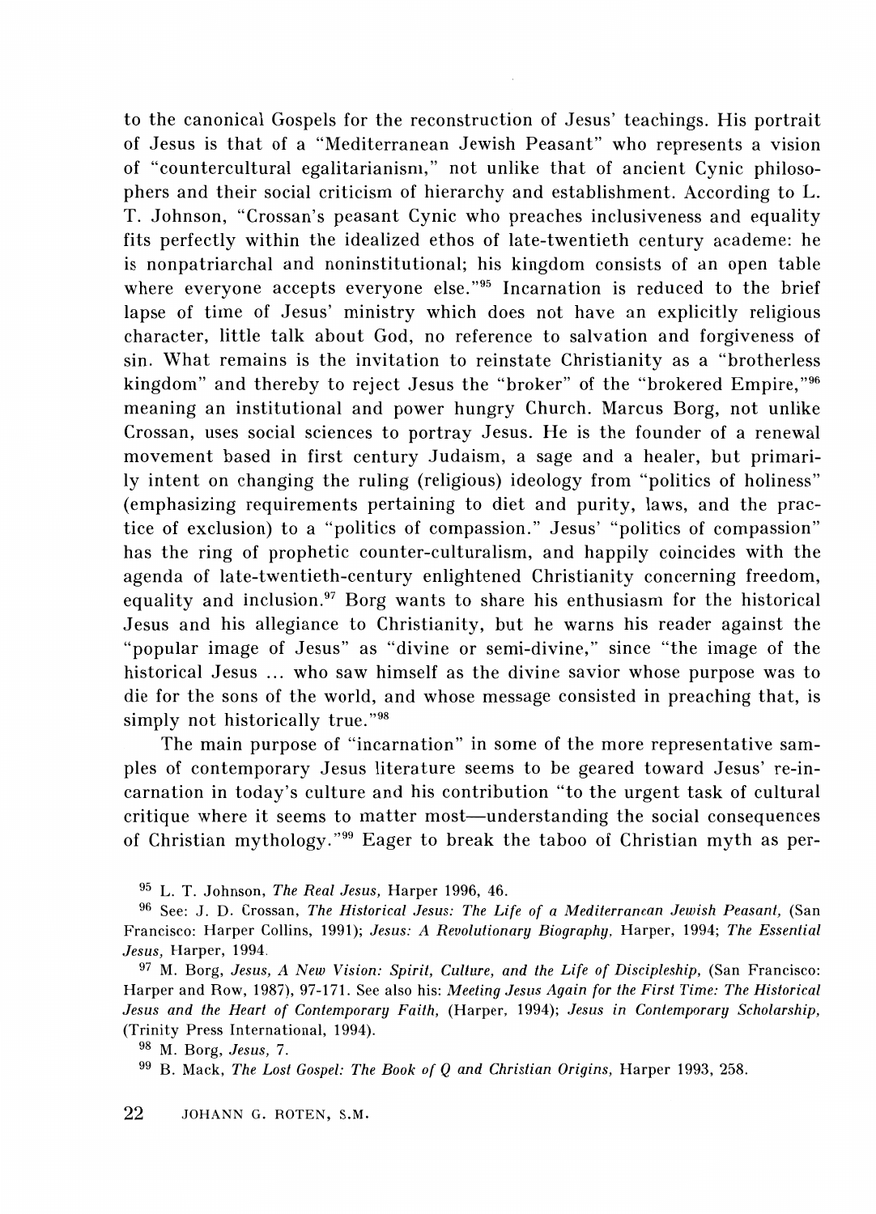to the canonical Gospels for the reconstruction of Jesus' teachings. His portrait of Jesus is that of a "Mediterranean Jewish Peasant" who represents a vision of "countercultural egalitarianism," not unlike that of ancient Cynic philosophers and their social criticism of hierarchy and establishment. According to L. T. Johnson, "Crossan's peasant Cynic who preaches inclusiveness and equality fits perfectly within the idealized ethos of late-twentieth century academe: he is nonpatriarchal and noninstitutional; his kingdom consists of an open table where everyone accepts everyone else."[95] Incarnation is reduced to the brief lapse of time of Jesus' ministry which does not have an explicitly religious character, little talk about God, no reference to salvation and forgiveness of sin. What remains is the invitation to reinstate Christianity as a "brotherless kingdom" and thereby to reject Jesus the "broker" of the "brokered Empire,"[96] meaning an institutional and power hungry Church. Marcus Borg, not unlike Crossan, uses social sciences to portray Jesus. He is the founder of a renewal movement based in first century Judaism, a sage and a healer, but primarily intent on changing the ruling (religious) ideology from "politics of holiness" (emphasizing requirements pertaining to diet and purity, laws, and the practice of exclusion) to a "politics of compassion." Jesus' "politics of compassion" has the ring of prophetic counter-culturalism, and happily coincides with the agenda of late-twentieth-century enlightened Christianity concerning freedom, equality and inclusion.[97] Borg wants to share his enthusiasm for the historical Jesus and his allegiance to Christianity, but he warns his reader against the "popular image of Jesus" as "divine or semi-divine," since "the image of the historical Jesus ... who saw himself as the divine savior whose purpose was to die for the sons of the world, and whose message consisted in preaching that, is simply not historically true."[98]

The main purpose of "incarnation" in some of the more representative samples of contemporary Jesus literature seems to be geared toward Jesus' re-incarnation in today's culture and his contribution "to the urgent task of cultural critique where it seems to matter most—understanding the social consequences of Christian mythology."[99] Eager to break the taboo of Christian myth as per-

[95] L. T. Johnson, *The Real Jesus,* Harper 1996, 46.

[96] See: J. D. Crossan, *The Historical Jesus: The Life of a Mediterranean Jewish Peasant,* (San Francisco: Harper Collins, 1991); *Jesus: A Revolutionary Biography,* Harper, 1994; *The Essential Jesus,* Harper, 1994.

[97] M. Borg, *Jesus, A New Vision: Spirit, Culture, and the Life of Discipleship,* (San Francisco: Harper and Row, 1987), 97-171. See also his: *Meeting Jesus Again for the First Time: The Historical Jesus and the Heart of Contemporary Faith,* (Harper, 1994); *Jesus in Contemporary Scholarship,* (Trinity Press International, 1994).

[98] M. Borg, *Jesus,* 7.

[99] B. Mack, *The Lost Gospel: The Book of Q and Christian Origins,* Harper 1993, 258.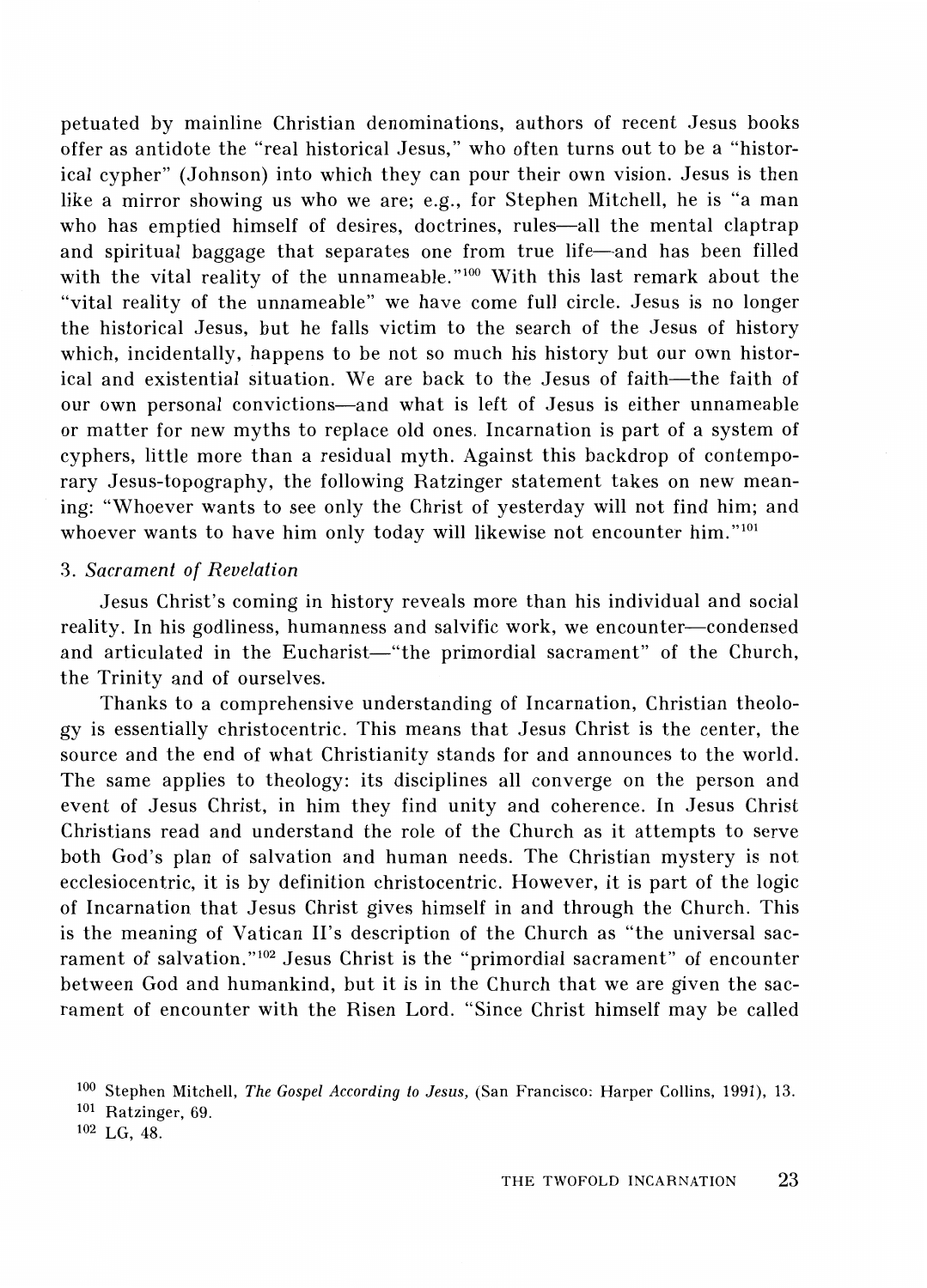petuated by mainline Christian denominations, authors of recent Jesus books offer as antidote the "real historical Jesus," who often turns out to be a "historical cypher" (Johnson) into which they can pour their own vision. Jesus is then like a mirror showing us who we are; e.g., for Stephen Mitchell, he is "a man who has emptied himself of desires, doctrines, rules—all the mental claptrap and spiritual baggage that separates one from true life—and has been filled with the vital reality of the unnameable."[100] With this last remark about the "vital reality of the unnameable" we have come full circle. Jesus is no longer the historical Jesus, but he falls victim to the search of the Jesus of history which, incidentally, happens to be not so much his history but our own historical and existential situation. We are back to the Jesus of faith—the faith of our own personal convictions—and what is left of Jesus is either unnameable or matter for new myths to replace old ones. Incarnation is part of a system of cyphers, little more than a residual myth. Against this backdrop of contemporary Jesus-topography, the following Ratzinger statement takes on new meaning: "Whoever wants to see only the Christ of yesterday will not find him; and whoever wants to have him only today will likewise not encounter him."[101]

### 3. *Sacrament of Revelation*

Jesus Christ's coming in history reveals more than his individual and social reality. In his godliness, humanness and salvific work, we encounter—condensed and articulated in the Eucharist—"the primordial sacrament" of the Church, the Trinity and of ourselves.

Thanks to a comprehensive understanding of Incarnation, Christian theology is essentially christocentric. This means that Jesus Christ is the center, the source and the end of what Christianity stands for and announces to the world. The same applies to theology: its disciplines all converge on the person and event of Jesus Christ, in him they find unity and coherence. In Jesus Christ Christians read and understand the role of the Church as it attempts to serve both God's plan of salvation and human needs. The Christian mystery is not ecclesiocentric, it is by definition christocentric. However, it is part of the logic of Incarnation that Jesus Christ gives himself in and through the Church. This is the meaning of Vatican II's description of the Church as "the universal sacrament of salvation."[102] Jesus Christ is the "primordial sacrament" of encounter between God and humankind, but it is in the Church that we are given the sacrament of encounter with the Risen Lord. "Since Christ himself may be called

[100] Stephen Mitchell, *The Gospel According to Jesus,* (San Francisco: Harper Collins, 1991), 13.

[101] Ratzinger, 69.

[102] LG, 48.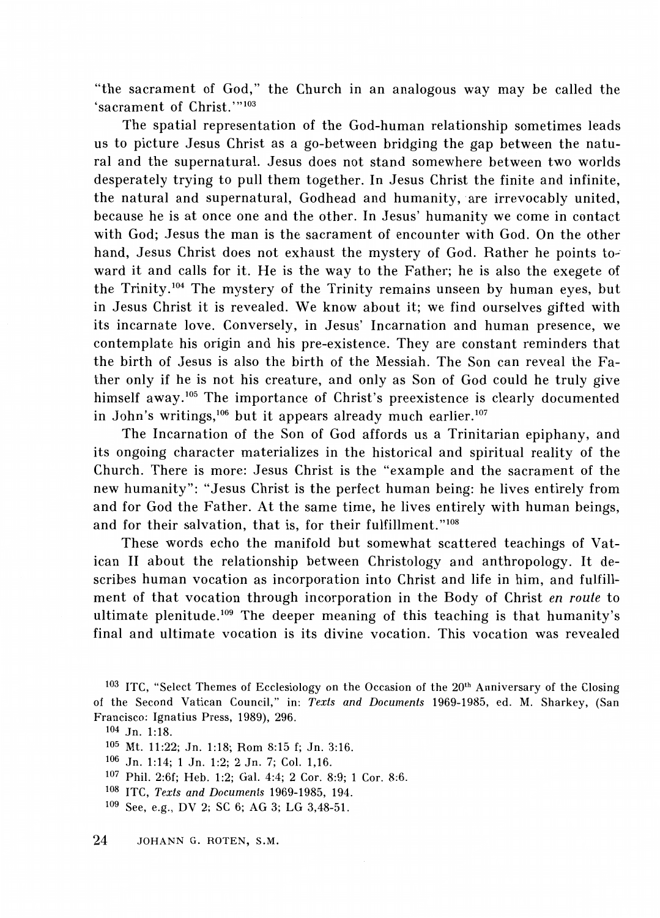"the sacrament of God," the Church in an analogous way may be called the 'sacrament of Christ.'"[103]

The spatial representation of the God-human relationship sometimes leads us to picture Jesus Christ as a go-between bridging the gap between the natural and the supernatural. Jesus does not stand somewhere between two worlds desperately trying to pull them together. In Jesus Christ the finite and infinite, the natural and supernatural, Godhead and humanity, are irrevocably united, because he is at once one and the other. In Jesus' humanity we come in contact with God; Jesus the man is the sacrament of encounter with God. On the other hand, Jesus Christ does not exhaust the mystery of God. Rather he points toward it and calls for it. He is the way to the Father; he is also the exegete of the Trinity.[104] The mystery of the Trinity remains unseen by human eyes, but in Jesus Christ it is revealed. We know about it; we find ourselves gifted with its incarnate love. Conversely, in Jesus' Incarnation and human presence, we contemplate his origin and his pre-existence. They are constant reminders that the birth of Jesus is also the birth of the Messiah. The Son can reveal the Father only if he is not his creature, and only as Son of God could he truly give himself away.[105] The importance of Christ's preexistence is clearly documented in John's writings,[106] but it appears already much earlier.[107]

The Incarnation of the Son of God affords us a Trinitarian epiphany, and its ongoing character materializes in the historical and spiritual reality of the Church. There is more: Jesus Christ is the "example and the sacrament of the new humanity": "Jesus Christ is the perfect human being: he lives entirely from and for God the Father. At the same time, he lives entirely with human beings, and for their salvation, that is, for their fulfillment."[108]

These words echo the manifold but somewhat scattered teachings of Vatican II about the relationship between Christology and anthropology. It describes human vocation as incorporation into Christ and life in him, and fulfillment of that vocation through incorporation in the Body of Christ *en route* to ultimate plenitude.[109] The deeper meaning of this teaching is that humanity's final and ultimate vocation is its divine vocation. This vocation was revealed

[103] ITC, "Select Themes of Ecclesiology on the Occasion of the 20th Anniversary of the Closing of the Second Vatican Council," in: *Texts and Documents* 1969-1985, ed. M. Sharkey, (San Francisco: Ignatius Press, 1989), 296.

[104] Jn. 1:18.

[105] Mt. 11:22; Jn. 1:18; Rom 8:15 f; Jn. 3:16.

[106] Jn. 1:14; 1 Jn. 1:2; 2 Jn. 7; Col. 1,16.

[107] Phil. 2:6f; Heb. 1:2; Gal. 4:4; 2 Cor. 8:9; 1 Cor. 8:6.

[108] ITC, *Texts and Documents* 1969-1985, 194.

[109] See, e.g., DV 2; SC 6; AG 3; LG 3,48-51.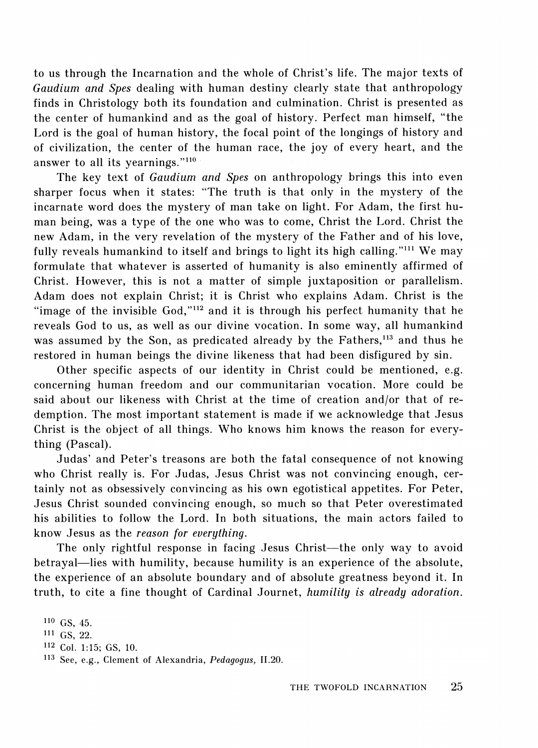to us through the Incarnation and the whole of Christ's life. The major texts of *Gaudium and Spes* dealing with human destiny clearly state that anthropology finds in Christology both its foundation and culmination. Christ is presented as the center of humankind and as the goal of history. Perfect man himself, "the Lord is the goal of human history, the focal point of the longings of history and of civilization, the center of the human race, the joy of every heart, and the answer to all its yearnings."[110]

The key text of *Gaudium and Spes* on anthropology brings this into even sharper focus when it states: "The truth is that only in the mystery of the incarnate word does the mystery of man take on light. For Adam, the first human being, was a type of the one who was to come, Christ the Lord. Christ the new Adam, in the very revelation of the mystery of the Father and of his love, fully reveals humankind to itself and brings to light its high calling."[111] We may formulate that whatever is asserted of humanity is also eminently affirmed of Christ. However, this is not a matter of simple juxtaposition or parallelism. Adam does not explain Christ; it is Christ who explains Adam. Christ is the "image of the invisible God,"[112] and it is through his perfect humanity that he reveals God to us, as well as our divine vocation. In some way, all humankind was assumed by the Son, as predicated already by the Fathers,[113] and thus he restored in human beings the divine likeness that had been disfigured by sin.

Other specific aspects of our identity in Christ could be mentioned, e.g. concerning human freedom and our communitarian vocation. More could be said about our likeness with Christ at the time of creation and/or that of redemption. The most important statement is made if we acknowledge that Jesus Christ is the object of all things. Who knows him knows the reason for everything (Pascal).

Judas' and Peter's treasons are both the fatal consequence of not knowing who Christ really is. For Judas, Jesus Christ was not convincing enough, certainly not as obsessively convincing as his own egotistical appetites. For Peter, Jesus Christ sounded convincing enough, so much so that Peter overestimated his abilities to follow the Lord. In both situations, the main actors failed to know Jesus as the *reason for everything*.

The only rightful response in facing Jesus Christ—the only way to avoid betrayal—lies with humility, because humility is an experience of the absolute, the experience of an absolute boundary and of absolute greatness beyond it. In truth, to cite a fine thought of Cardinal Journet, *humility is already adoration*.

[110] GS, 45.

[111] GS, 22.

[112] Col. 1:15; GS, 10.

[113] See, e.g., Clement of Alexandria, *Pedagogus,* II.20.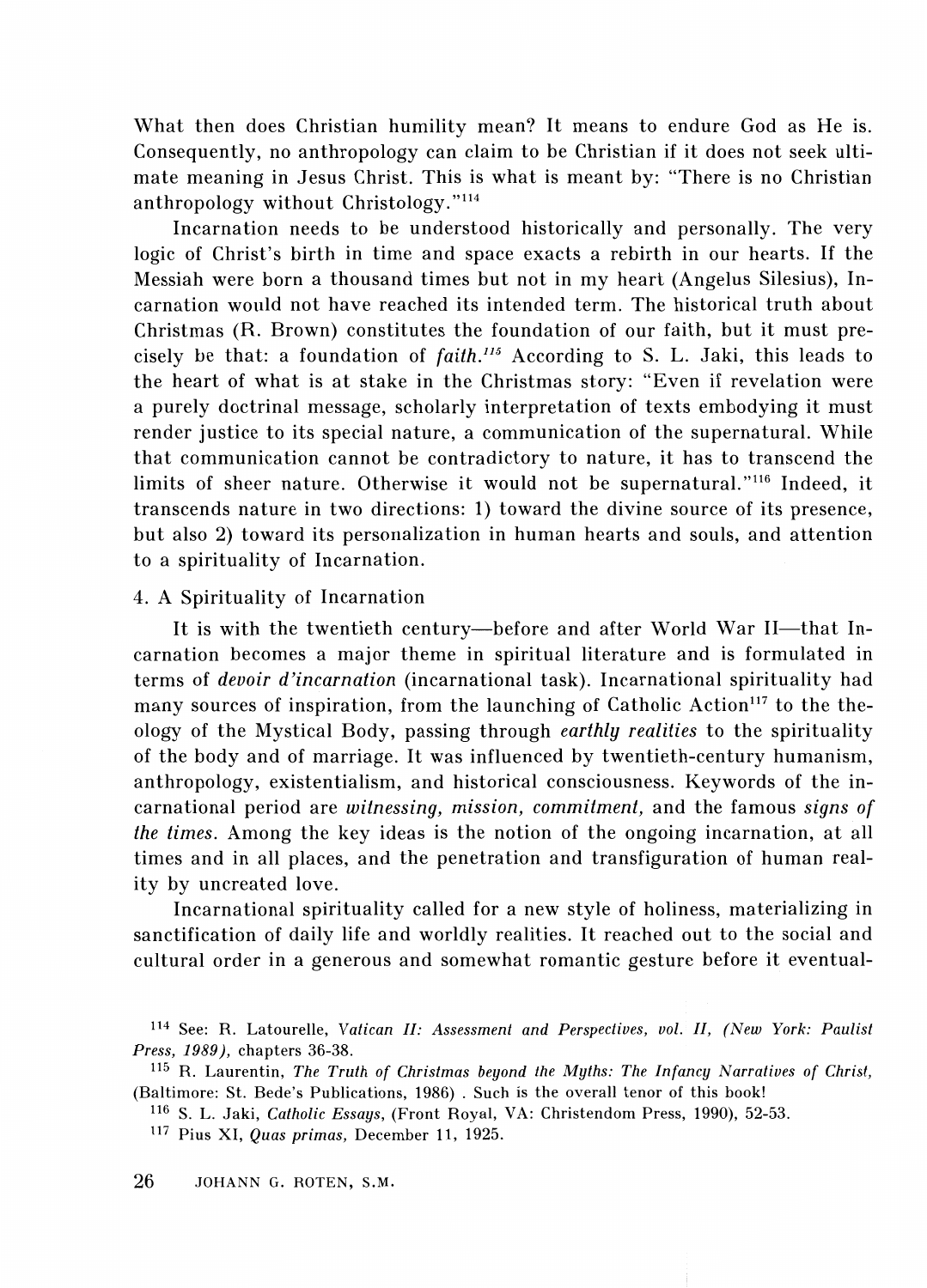What then does Christian humility mean? It means to endure God as He is. Consequently, no anthropology can claim to be Christian if it does not seek ultimate meaning in Jesus Christ. This is what is meant by: "There is no Christian anthropology without Christology."[114]

Incarnation needs to be understood historically and personally. The very logic of Christ's birth in time and space exacts a rebirth in our hearts. If the Messiah were born a thousand times but not in my heart (Angelus Silesius), Incarnation would not have reached its intended term. The historical truth about Christmas (R. Brown) constitutes the foundation of our faith, but it must precisely be that: a foundation of *faith.*[115] According to S. L. Jaki, this leads to the heart of what is at stake in the Christmas story: "Even if revelation were a purely doctrinal message, scholarly interpretation of texts embodying it must render justice to its special nature, a communication of the supernatural. While that communication cannot be contradictory to nature, it has to transcend the limits of sheer nature. Otherwise it would not be supernatural."[116] Indeed, it transcends nature in two directions: 1) toward the divine source of its presence, but also 2) toward its personalization in human hearts and souls, and attention to a spirituality of Incarnation.

## 4. A Spirituality of Incarnation

It is with the twentieth century—before and after World War II—that Incarnation becomes a major theme in spiritual literature and is formulated in terms of *devoir d'incarnation* (incarnational task). Incarnational spirituality had many sources of inspiration, from the launching of Catholic Action[117] to the theology of the Mystical Body, passing through *earthly realities* to the spirituality of the body and of marriage. It was influenced by twentieth-century humanism, anthropology, existentialism, and historical consciousness. Keywords of the incarnational period are *witnessing, mission, commitment,* and the famous *signs of the times.* Among the key ideas is the notion of the ongoing incarnation, at all times and in all places, and the penetration and transfiguration of human reality by uncreated love.

Incarnational spirituality called for a new style of holiness, materializing in sanctification of daily life and worldly realities. It reached out to the social and cultural order in a generous and somewhat romantic gesture before it eventual-

---

[114] See: R. Latourelle, *Vatican II: Assessment and Perspectives, vol. II, (New York: Paulist Press, 1989),* chapters 36-38.

[115] R. Laurentin, *The Truth of Christmas beyond the Myths: The Infancy Narratives of Christ,* (Baltimore: St. Bede's Publications, 1986) . Such is the overall tenor of this book!

[116] S. L. Jaki, *Catholic Essays,* (Front Royal, VA: Christendom Press, 1990), 52-53.

[117] Pius XI, *Quas primas,* December 11, 1925.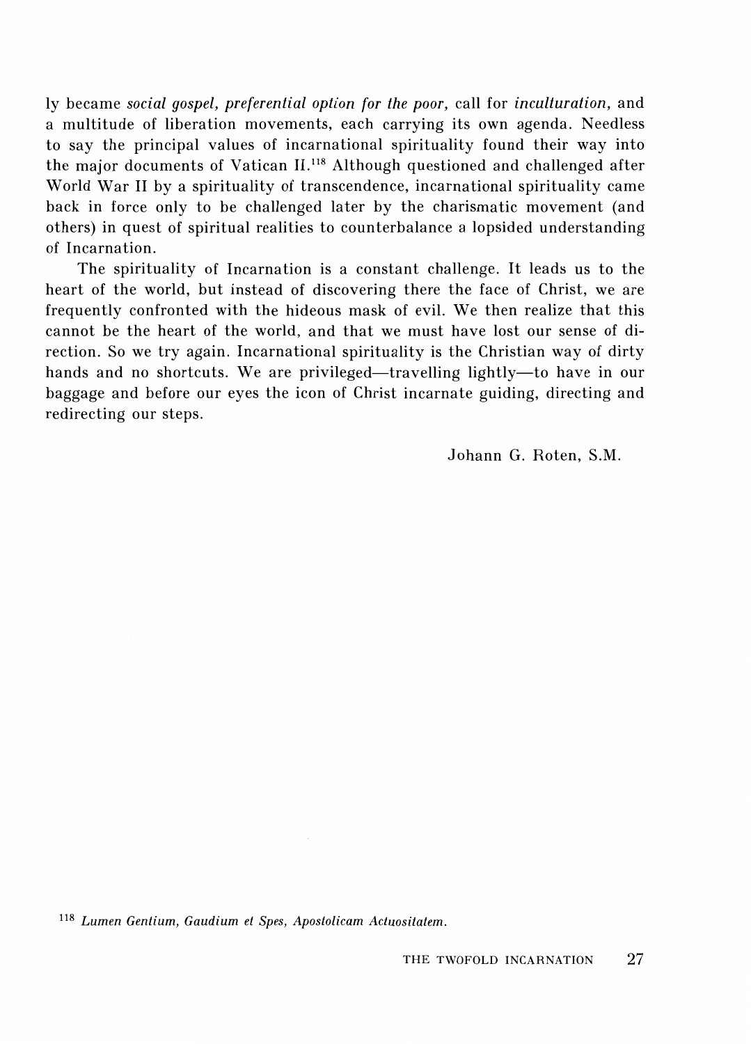ly became *social gospel, preferential option for the poor,* call for *inculturation,* and a multitude of liberation movements, each carrying its own agenda. Needless to say the principal values of incarnational spirituality found their way into the major documents of Vatican II.[118] Although questioned and challenged after World War II by a spirituality of transcendence, incarnational spirituality came back in force only to be challenged later by the charismatic movement (and others) in quest of spiritual realities to counterbalance a lopsided understanding of Incarnation.

The spirituality of Incarnation is a constant challenge. It leads us to the heart of the world, but instead of discovering there the face of Christ, we are frequently confronted with the hideous mask of evil. We then realize that this cannot be the heart of the world, and that we must have lost our sense of direction. So we try again. Incarnational spirituality is the Christian way of dirty hands and no shortcuts. We are privileged—travelling lightly—to have in our baggage and before our eyes the icon of Christ incarnate guiding, directing and redirecting our steps.

Johann G. Roten, S.M.

[118] *Lumen Gentium, Gaudium et Spes, Apostolicam Actuositatem.*